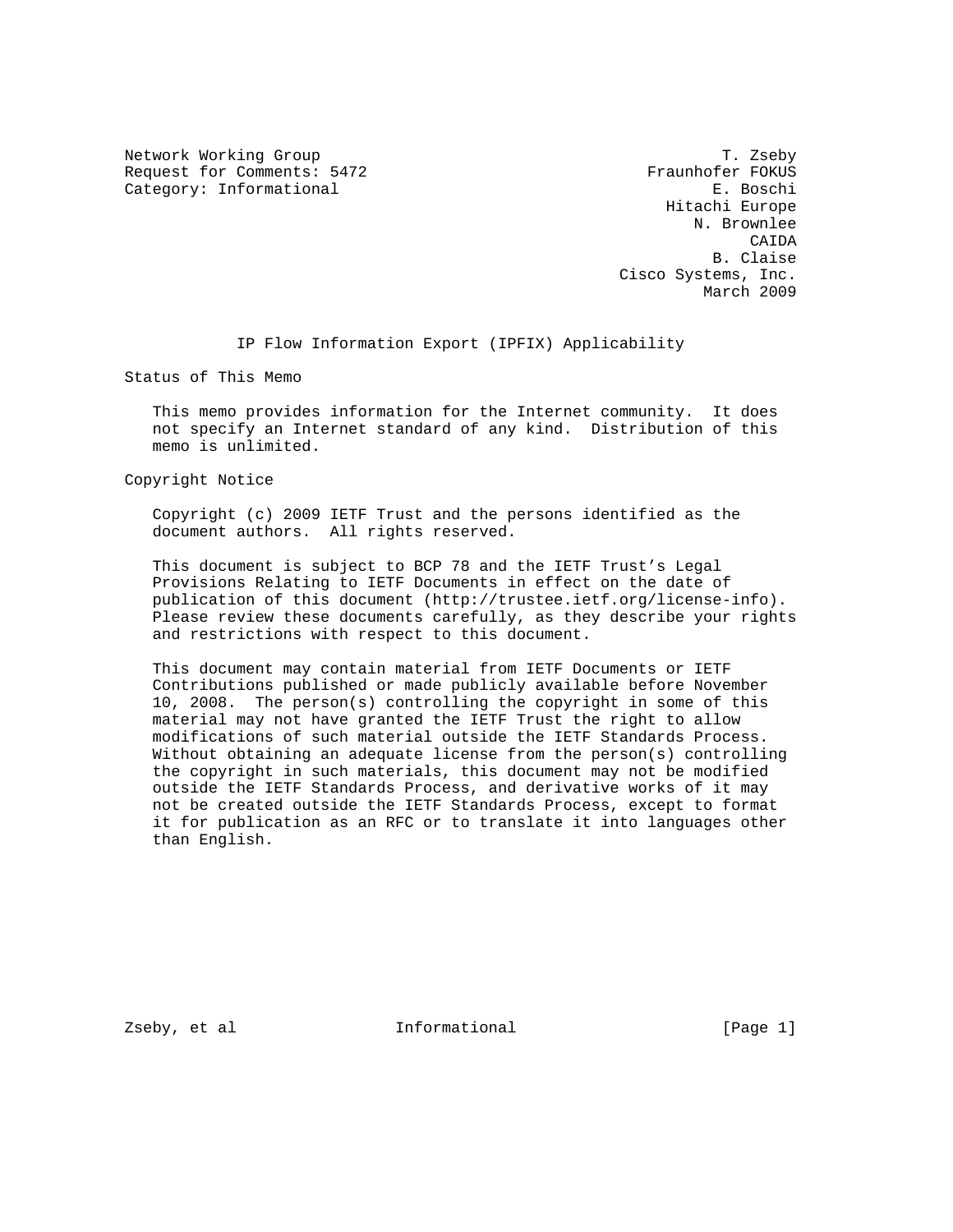Network Working Group T. Zseby
Request for Comments: 5472 Fraunhofer FOKUS
Category: Informational E. Boschi
Hitachi Europe
N. Brownlee
CAIDA
B. Claise
Cisco Systems, Inc.
March 2009

# IP Flow Information Export (IPFIX) Applicability

## Status of This Memo

This memo provides information for the Internet community. It does not specify an Internet standard of any kind. Distribution of this memo is unlimited.

## Copyright Notice

Copyright (c) 2009 IETF Trust and the persons identified as the document authors. All rights reserved.

This document is subject to BCP 78 and the IETF Trust's Legal Provisions Relating to IETF Documents in effect on the date of publication of this document (http://trustee.ietf.org/license-info). Please review these documents carefully, as they describe your rights and restrictions with respect to this document.

This document may contain material from IETF Documents or IETF Contributions published or made publicly available before November 10, 2008. The person(s) controlling the copyright in some of this material may not have granted the IETF Trust the right to allow modifications of such material outside the IETF Standards Process. Without obtaining an adequate license from the person(s) controlling the copyright in such materials, this document may not be modified outside the IETF Standards Process, and derivative works of it may not be created outside the IETF Standards Process, except to format it for publication as an RFC or to translate it into languages other than English.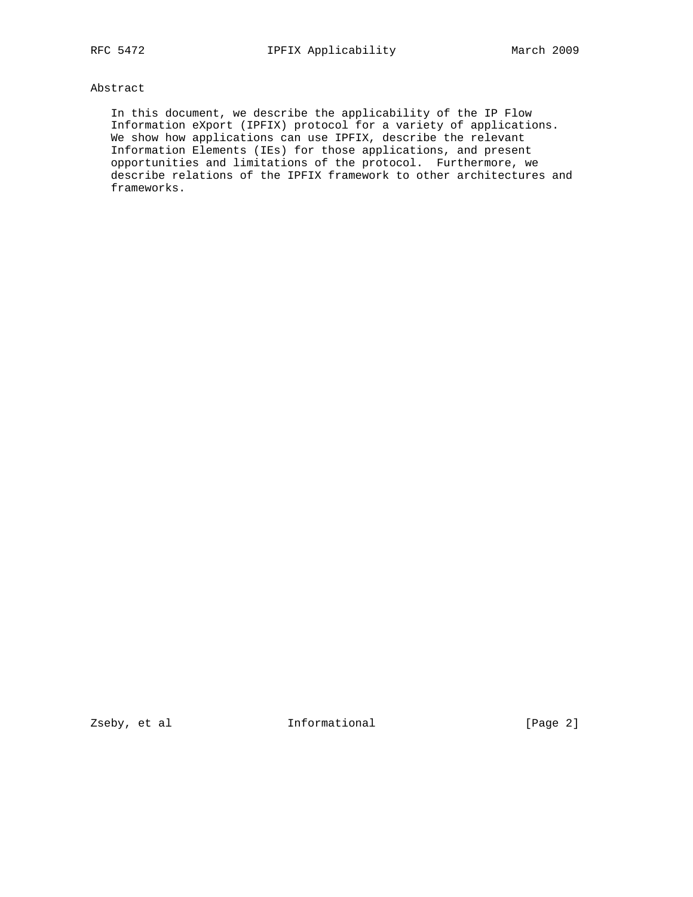# Abstract

In this document, we describe the applicability of the IP Flow Information eXport (IPFIX) protocol for a variety of applications. We show how applications can use IPFIX, describe the relevant Information Elements (IEs) for those applications, and present opportunities and limitations of the protocol. Furthermore, we describe relations of the IPFIX framework to other architectures and frameworks.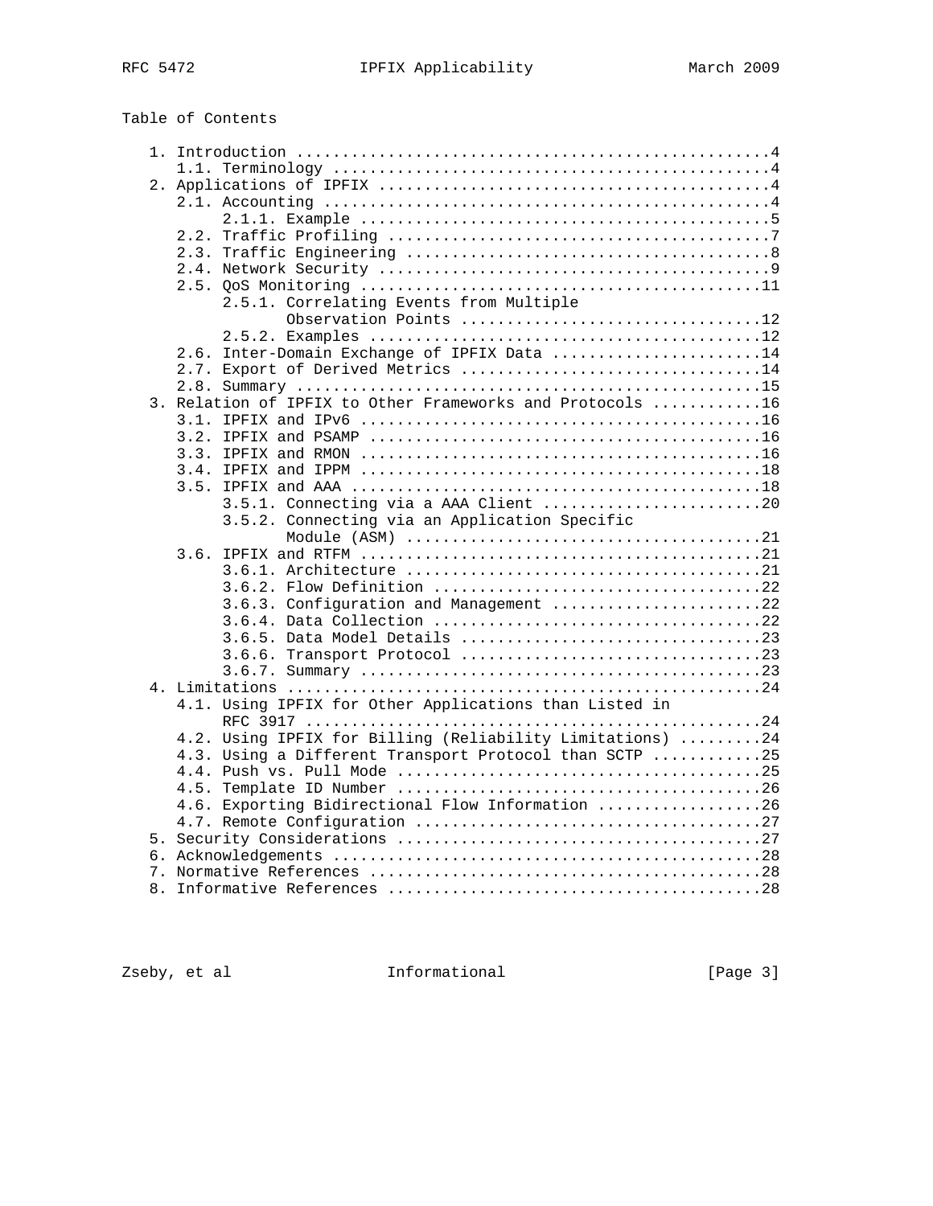Table of Contents

```
   1. Introduction ....................................................4
      1.1. Terminology ................................................4
   2. Applications of IPFIX ...........................................4
      2.1. Accounting .................................................4
           2.1.1. Example .............................................5
      2.2. Traffic Profiling ..........................................7
      2.3. Traffic Engineering ........................................8
      2.4. Network Security ...........................................9
      2.5. QoS Monitoring ............................................11
           2.5.1. Correlating Events from Multiple
                  Observation Points .................................12
           2.5.2. Examples ...........................................12
      2.6. Inter-Domain Exchange of IPFIX Data .......................14
      2.7. Export of Derived Metrics .................................14
      2.8. Summary ...................................................15
   3. Relation of IPFIX to Other Frameworks and Protocols ............16
      3.1. IPFIX and IPv6 ............................................16
      3.2. IPFIX and PSAMP ...........................................16
      3.3. IPFIX and RMON ............................................16
      3.4. IPFIX and IPPM ............................................18
      3.5. IPFIX and AAA .............................................18
           3.5.1. Connecting via a AAA Client ........................20
           3.5.2. Connecting via an Application Specific
                  Module (ASM) .......................................21
      3.6. IPFIX and RTFM ............................................21
           3.6.1. Architecture .......................................21
           3.6.2. Flow Definition ....................................22
           3.6.3. Configuration and Management .......................22
           3.6.4. Data Collection ....................................22
           3.6.5. Data Model Details .................................23
           3.6.6. Transport Protocol .................................23
           3.6.7. Summary ............................................23
   4. Limitations ....................................................24
      4.1. Using IPFIX for Other Applications than Listed in
           RFC 3917 ..................................................24
      4.2. Using IPFIX for Billing (Reliability Limitations) .........24
      4.3. Using a Different Transport Protocol than SCTP ............25
      4.4. Push vs. Pull Mode ........................................25
      4.5. Template ID Number ........................................26
      4.6. Exporting Bidirectional Flow Information ..................26
      4.7. Remote Configuration ......................................27
   5. Security Considerations ........................................27
   6. Acknowledgements ...............................................28
   7. Normative References ...........................................28
   8. Informative References .........................................28
```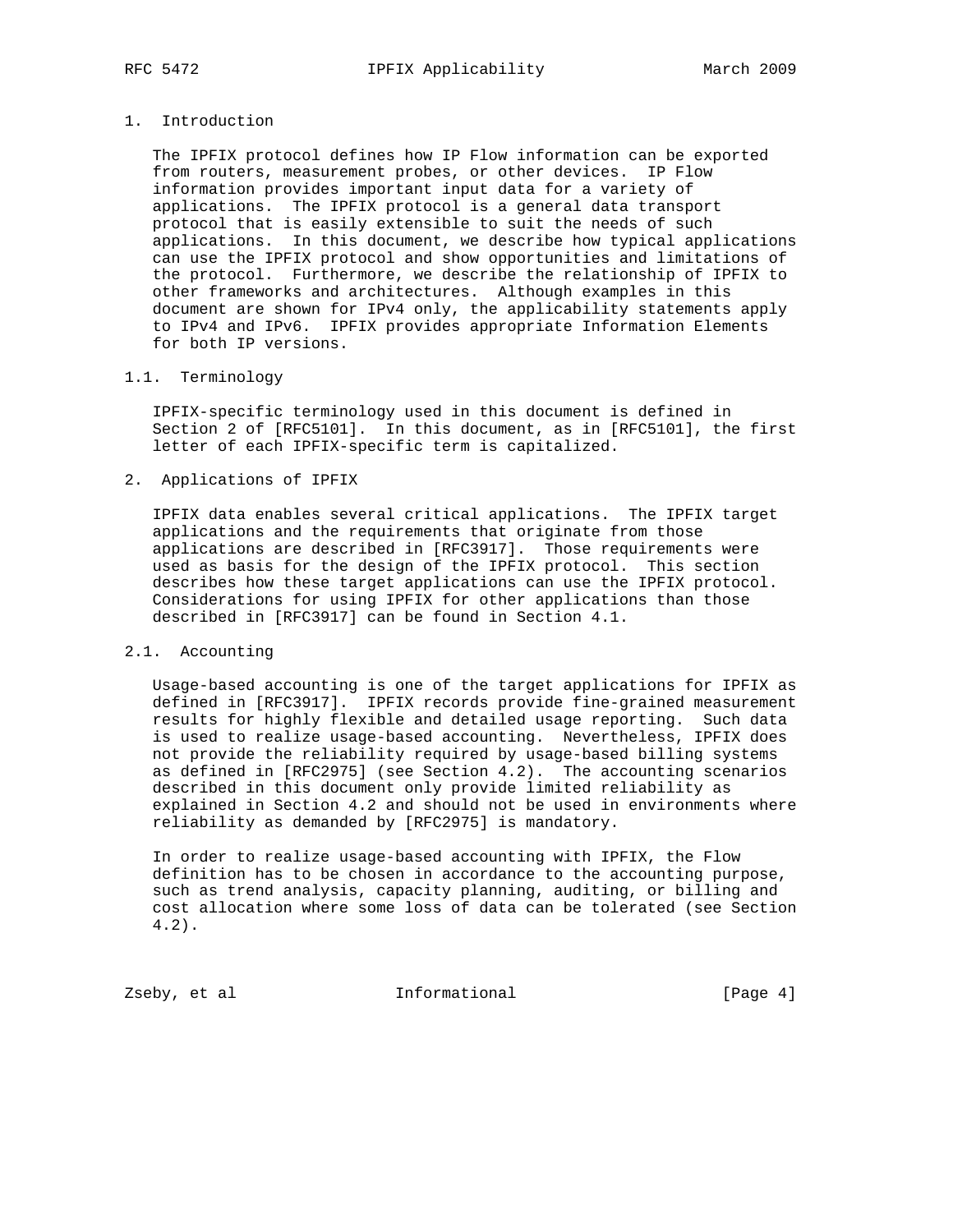# 1. Introduction

The IPFIX protocol defines how IP Flow information can be exported from routers, measurement probes, or other devices. IP Flow information provides important input data for a variety of applications. The IPFIX protocol is a general data transport protocol that is easily extensible to suit the needs of such applications. In this document, we describe how typical applications can use the IPFIX protocol and show opportunities and limitations of the protocol. Furthermore, we describe the relationship of IPFIX to other frameworks and architectures. Although examples in this document are shown for IPv4 only, the applicability statements apply to IPv4 and IPv6. IPFIX provides appropriate Information Elements for both IP versions.

## 1.1. Terminology

IPFIX-specific terminology used in this document is defined in Section 2 of [RFC5101]. In this document, as in [RFC5101], the first letter of each IPFIX-specific term is capitalized.

# 2. Applications of IPFIX

IPFIX data enables several critical applications. The IPFIX target applications and the requirements that originate from those applications are described in [RFC3917]. Those requirements were used as basis for the design of the IPFIX protocol. This section describes how these target applications can use the IPFIX protocol. Considerations for using IPFIX for other applications than those described in [RFC3917] can be found in Section 4.1.

## 2.1. Accounting

Usage-based accounting is one of the target applications for IPFIX as defined in [RFC3917]. IPFIX records provide fine-grained measurement results for highly flexible and detailed usage reporting. Such data is used to realize usage-based accounting. Nevertheless, IPFIX does not provide the reliability required by usage-based billing systems as defined in [RFC2975] (see Section 4.2). The accounting scenarios described in this document only provide limited reliability as explained in Section 4.2 and should not be used in environments where reliability as demanded by [RFC2975] is mandatory.

In order to realize usage-based accounting with IPFIX, the Flow definition has to be chosen in accordance to the accounting purpose, such as trend analysis, capacity planning, auditing, or billing and cost allocation where some loss of data can be tolerated (see Section 4.2).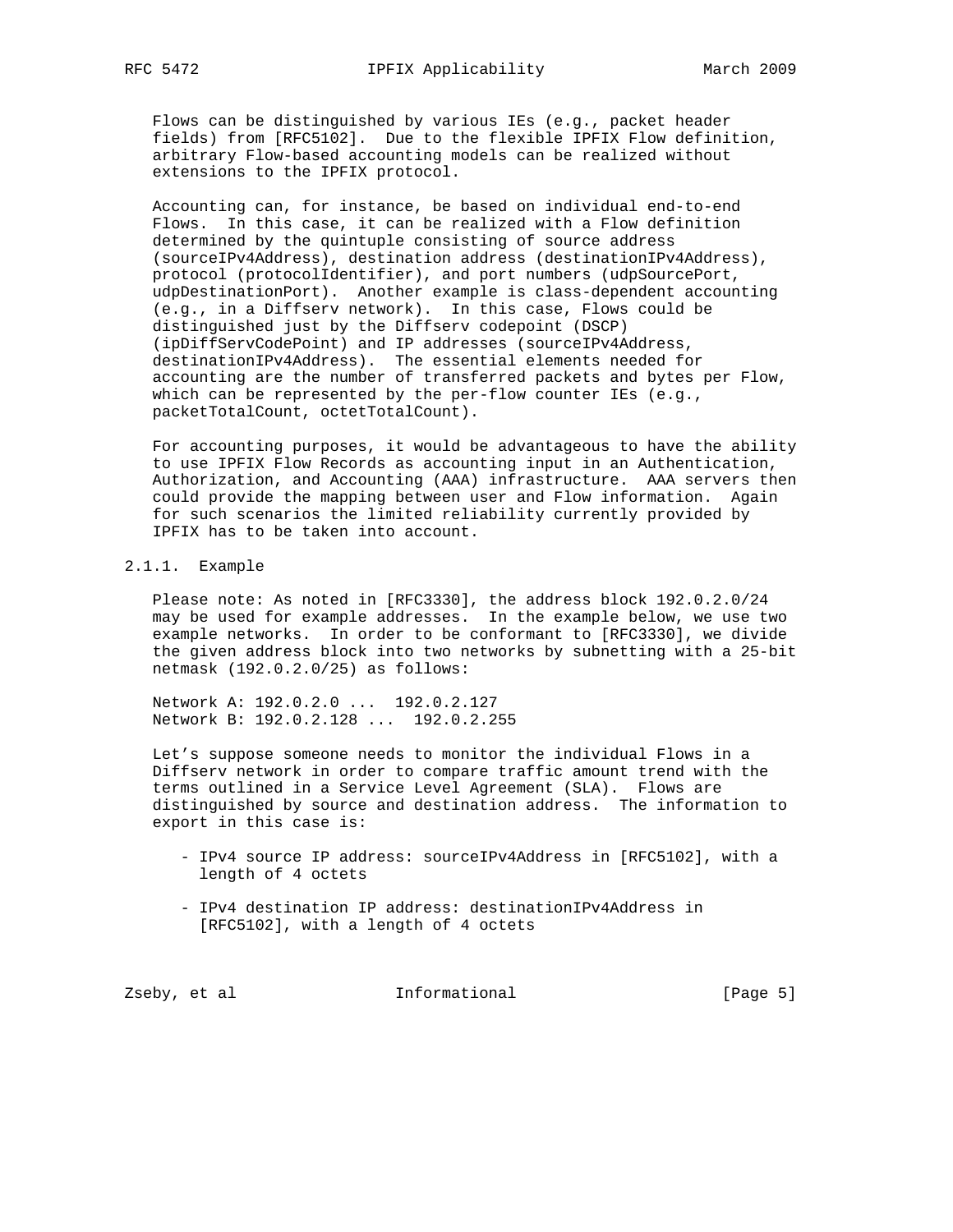Flows can be distinguished by various IEs (e.g., packet header fields) from [RFC5102]. Due to the flexible IPFIX Flow definition, arbitrary Flow-based accounting models can be realized without extensions to the IPFIX protocol.

Accounting can, for instance, be based on individual end-to-end Flows. In this case, it can be realized with a Flow definition determined by the quintuple consisting of source address (sourceIPv4Address), destination address (destinationIPv4Address), protocol (protocolIdentifier), and port numbers (udpSourcePort, udpDestinationPort). Another example is class-dependent accounting (e.g., in a Diffserv network). In this case, Flows could be distinguished just by the Diffserv codepoint (DSCP) (ipDiffServCodePoint) and IP addresses (sourceIPv4Address, destinationIPv4Address). The essential elements needed for accounting are the number of transferred packets and bytes per Flow, which can be represented by the per-flow counter IEs (e.g., packetTotalCount, octetTotalCount).

For accounting purposes, it would be advantageous to have the ability to use IPFIX Flow Records as accounting input in an Authentication, Authorization, and Accounting (AAA) infrastructure. AAA servers then could provide the mapping between user and Flow information. Again for such scenarios the limited reliability currently provided by IPFIX has to be taken into account.

### 2.1.1. Example

Please note: As noted in [RFC3330], the address block 192.0.2.0/24 may be used for example addresses. In the example below, we use two example networks. In order to be conformant to [RFC3330], we divide the given address block into two networks by subnetting with a 25-bit netmask (192.0.2.0/25) as follows:

```
Network A: 192.0.2.0 ...  192.0.2.127
Network B: 192.0.2.128 ...  192.0.2.255
```

Let's suppose someone needs to monitor the individual Flows in a Diffserv network in order to compare traffic amount trend with the terms outlined in a Service Level Agreement (SLA). Flows are distinguished by source and destination address. The information to export in this case is:

- IPv4 source IP address: sourceIPv4Address in [RFC5102], with a length of 4 octets
- IPv4 destination IP address: destinationIPv4Address in [RFC5102], with a length of 4 octets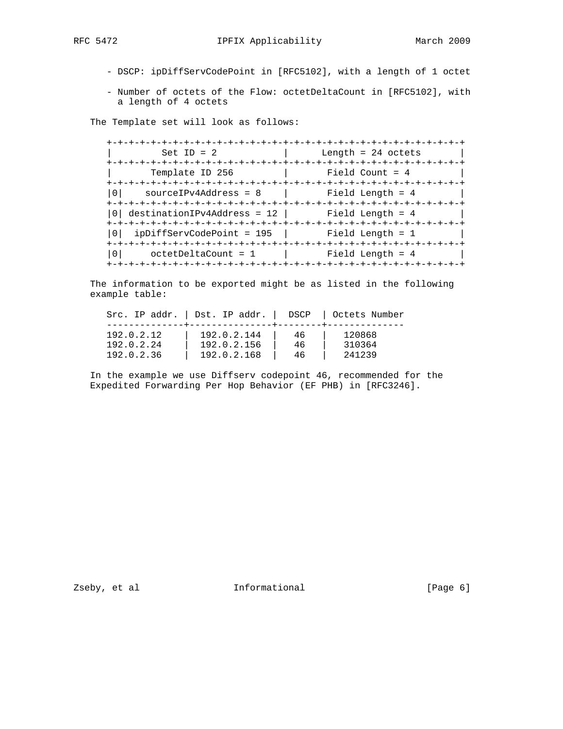- DSCP: ipDiffServCodePoint in [RFC5102], with a length of 1 octet

- Number of octets of the Flow: octetDeltaCount in [RFC5102], with a length of 4 octets

The Template set will look as follows:

```
+-+-+-+-+-+-+-+-+-+-+-+-+-+-+-+-+-+-+-+-+-+-+-+-+-+-+-+-+-+-+-+-+
|         Set ID = 2            |      Length = 24 octets       |
+-+-+-+-+-+-+-+-+-+-+-+-+-+-+-+-+-+-+-+-+-+-+-+-+-+-+-+-+-+-+-+-+
|       Template ID 256         |       Field Count = 4         |
+-+-+-+-+-+-+-+-+-+-+-+-+-+-+-+-+-+-+-+-+-+-+-+-+-+-+-+-+-+-+-+-+
|0|    sourceIPv4Address = 8    |       Field Length = 4        |
+-+-+-+-+-+-+-+-+-+-+-+-+-+-+-+-+-+-+-+-+-+-+-+-+-+-+-+-+-+-+-+-+
|0| destinationIPv4Address = 12 |       Field Length = 4        |
+-+-+-+-+-+-+-+-+-+-+-+-+-+-+-+-+-+-+-+-+-+-+-+-+-+-+-+-+-+-+-+-+
|0|  ipDiffServCodePoint = 195  |       Field Length = 1        |
+-+-+-+-+-+-+-+-+-+-+-+-+-+-+-+-+-+-+-+-+-+-+-+-+-+-+-+-+-+-+-+-+
|0|     octetDeltaCount = 1     |       Field Length = 4        |
+-+-+-+-+-+-+-+-+-+-+-+-+-+-+-+-+-+-+-+-+-+-+-+-+-+-+-+-+-+-+-+-+
```

The information to be exported might be as listed in the following example table:

| Src. IP addr. | Dst. IP addr. | DSCP | Octets Number |
|---|---|---|---|
| 192.0.2.12 | 192.0.2.144 | 46 | 120868 |
| 192.0.2.24 | 192.0.2.156 | 46 | 310364 |
| 192.0.2.36 | 192.0.2.168 | 46 | 241239 |

In the example we use Diffserv codepoint 46, recommended for the Expedited Forwarding Per Hop Behavior (EF PHB) in [RFC3246].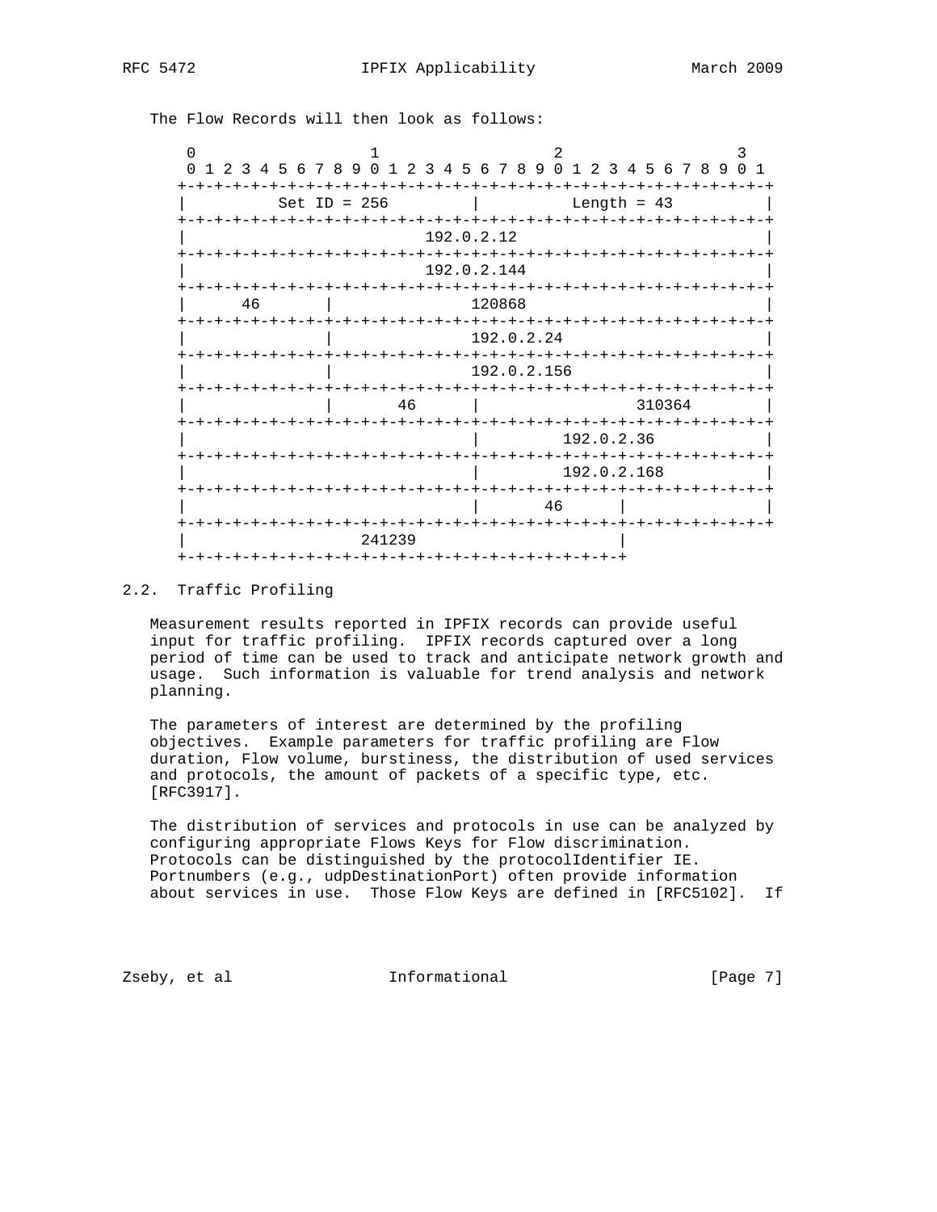The Flow Records will then look as follows:

```
 0                   1                   2                   3
 0 1 2 3 4 5 6 7 8 9 0 1 2 3 4 5 6 7 8 9 0 1 2 3 4 5 6 7 8 9 0 1
+-+-+-+-+-+-+-+-+-+-+-+-+-+-+-+-+-+-+-+-+-+-+-+-+-+-+-+-+-+-+-+-+
|          Set ID = 256         |          Length = 43          |
+-+-+-+-+-+-+-+-+-+-+-+-+-+-+-+-+-+-+-+-+-+-+-+-+-+-+-+-+-+-+-+-+
|                          192.0.2.12                           |
+-+-+-+-+-+-+-+-+-+-+-+-+-+-+-+-+-+-+-+-+-+-+-+-+-+-+-+-+-+-+-+-+
|                          192.0.2.144                          |
+-+-+-+-+-+-+-+-+-+-+-+-+-+-+-+-+-+-+-+-+-+-+-+-+-+-+-+-+-+-+-+-+
|      46       |               120868                          |
+-+-+-+-+-+-+-+-+-+-+-+-+-+-+-+-+-+-+-+-+-+-+-+-+-+-+-+-+-+-+-+-+
|               |               192.0.2.24                      |
+-+-+-+-+-+-+-+-+-+-+-+-+-+-+-+-+-+-+-+-+-+-+-+-+-+-+-+-+-+-+-+-+
|               |               192.0.2.156                     |
+-+-+-+-+-+-+-+-+-+-+-+-+-+-+-+-+-+-+-+-+-+-+-+-+-+-+-+-+-+-+-+-+
|               |      46       |                310364         |
+-+-+-+-+-+-+-+-+-+-+-+-+-+-+-+-+-+-+-+-+-+-+-+-+-+-+-+-+-+-+-+-+
|                               |          192.0.2.36           |
+-+-+-+-+-+-+-+-+-+-+-+-+-+-+-+-+-+-+-+-+-+-+-+-+-+-+-+-+-+-+-+-+
|                               |          192.0.2.168          |
+-+-+-+-+-+-+-+-+-+-+-+-+-+-+-+-+-+-+-+-+-+-+-+-+-+-+-+-+-+-+-+-+
|                               |      46       |               |
+-+-+-+-+-+-+-+-+-+-+-+-+-+-+-+-+-+-+-+-+-+-+-+-+-+-+-+-+-+-+-+-+
|                 241239                        |
+-+-+-+-+-+-+-+-+-+-+-+-+-+-+-+-+-+-+-+-+-+-+-+-+
```

## 2.2. Traffic Profiling

Measurement results reported in IPFIX records can provide useful input for traffic profiling. IPFIX records captured over a long period of time can be used to track and anticipate network growth and usage. Such information is valuable for trend analysis and network planning.

The parameters of interest are determined by the profiling objectives. Example parameters for traffic profiling are Flow duration, Flow volume, burstiness, the distribution of used services and protocols, the amount of packets of a specific type, etc. [RFC3917].

The distribution of services and protocols in use can be analyzed by configuring appropriate Flows Keys for Flow discrimination. Protocols can be distinguished by the protocolIdentifier IE. Portnumbers (e.g., udpDestinationPort) often provide information about services in use. Those Flow Keys are defined in [RFC5102]. If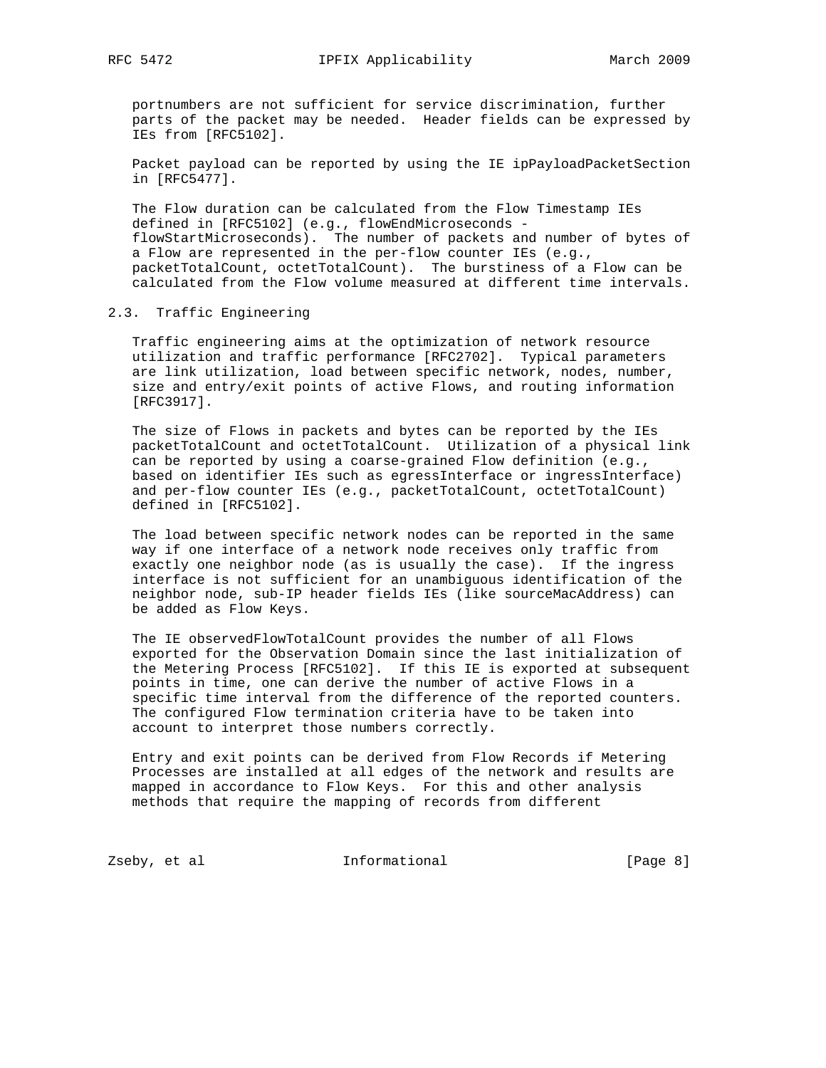portnumbers are not sufficient for service discrimination, further parts of the packet may be needed. Header fields can be expressed by IEs from [RFC5102].

Packet payload can be reported by using the IE ipPayloadPacketSection in [RFC5477].

The Flow duration can be calculated from the Flow Timestamp IEs defined in [RFC5102] (e.g., flowEndMicroseconds - flowStartMicroseconds). The number of packets and number of bytes of a Flow are represented in the per-flow counter IEs (e.g., packetTotalCount, octetTotalCount). The burstiness of a Flow can be calculated from the Flow volume measured at different time intervals.

## 2.3. Traffic Engineering

Traffic engineering aims at the optimization of network resource utilization and traffic performance [RFC2702]. Typical parameters are link utilization, load between specific network, nodes, number, size and entry/exit points of active Flows, and routing information [RFC3917].

The size of Flows in packets and bytes can be reported by the IEs packetTotalCount and octetTotalCount. Utilization of a physical link can be reported by using a coarse-grained Flow definition (e.g., based on identifier IEs such as egressInterface or ingressInterface) and per-flow counter IEs (e.g., packetTotalCount, octetTotalCount) defined in [RFC5102].

The load between specific network nodes can be reported in the same way if one interface of a network node receives only traffic from exactly one neighbor node (as is usually the case). If the ingress interface is not sufficient for an unambiguous identification of the neighbor node, sub-IP header fields IEs (like sourceMacAddress) can be added as Flow Keys.

The IE observedFlowTotalCount provides the number of all Flows exported for the Observation Domain since the last initialization of the Metering Process [RFC5102]. If this IE is exported at subsequent points in time, one can derive the number of active Flows in a specific time interval from the difference of the reported counters. The configured Flow termination criteria have to be taken into account to interpret those numbers correctly.

Entry and exit points can be derived from Flow Records if Metering Processes are installed at all edges of the network and results are mapped in accordance to Flow Keys. For this and other analysis methods that require the mapping of records from different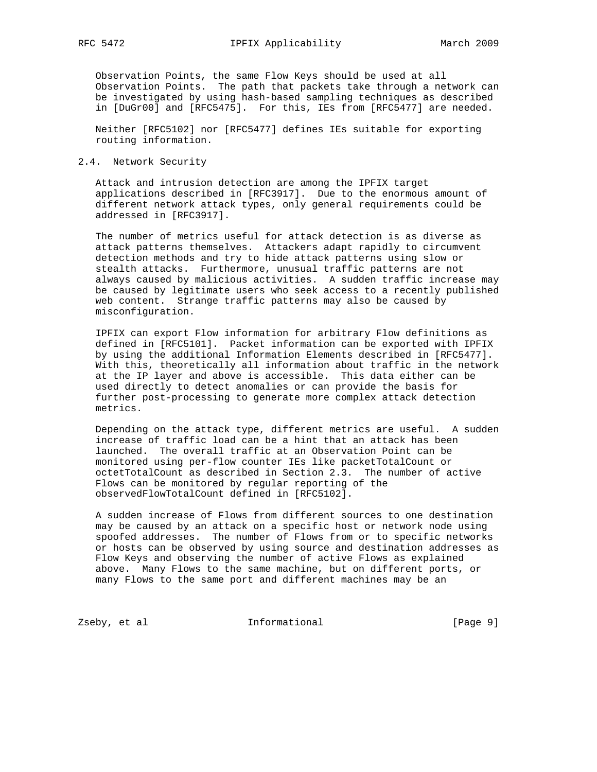Observation Points, the same Flow Keys should be used at all Observation Points. The path that packets take through a network can be investigated by using hash-based sampling techniques as described in [DuGr00] and [RFC5475]. For this, IEs from [RFC5477] are needed.

Neither [RFC5102] nor [RFC5477] defines IEs suitable for exporting routing information.

## 2.4. Network Security

Attack and intrusion detection are among the IPFIX target applications described in [RFC3917]. Due to the enormous amount of different network attack types, only general requirements could be addressed in [RFC3917].

The number of metrics useful for attack detection is as diverse as attack patterns themselves. Attackers adapt rapidly to circumvent detection methods and try to hide attack patterns using slow or stealth attacks. Furthermore, unusual traffic patterns are not always caused by malicious activities. A sudden traffic increase may be caused by legitimate users who seek access to a recently published web content. Strange traffic patterns may also be caused by misconfiguration.

IPFIX can export Flow information for arbitrary Flow definitions as defined in [RFC5101]. Packet information can be exported with IPFIX by using the additional Information Elements described in [RFC5477]. With this, theoretically all information about traffic in the network at the IP layer and above is accessible. This data either can be used directly to detect anomalies or can provide the basis for further post-processing to generate more complex attack detection metrics.

Depending on the attack type, different metrics are useful. A sudden increase of traffic load can be a hint that an attack has been launched. The overall traffic at an Observation Point can be monitored using per-flow counter IEs like packetTotalCount or octetTotalCount as described in Section 2.3. The number of active Flows can be monitored by regular reporting of the observedFlowTotalCount defined in [RFC5102].

A sudden increase of Flows from different sources to one destination may be caused by an attack on a specific host or network node using spoofed addresses. The number of Flows from or to specific networks or hosts can be observed by using source and destination addresses as Flow Keys and observing the number of active Flows as explained above. Many Flows to the same machine, but on different ports, or many Flows to the same port and different machines may be an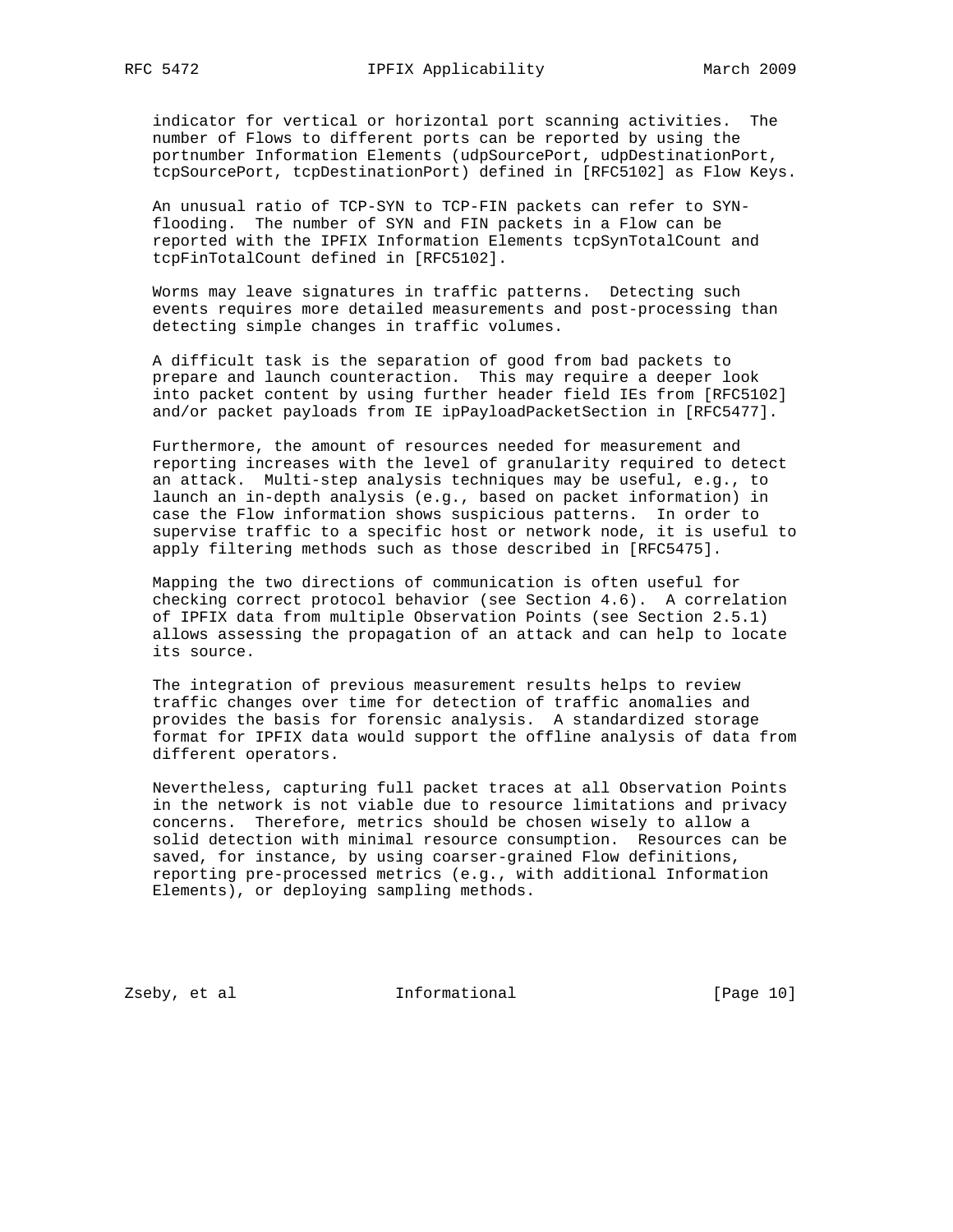indicator for vertical or horizontal port scanning activities. The number of Flows to different ports can be reported by using the portnumber Information Elements (udpSourcePort, udpDestinationPort, tcpSourcePort, tcpDestinationPort) defined in [RFC5102] as Flow Keys.

An unusual ratio of TCP-SYN to TCP-FIN packets can refer to SYN-flooding. The number of SYN and FIN packets in a Flow can be reported with the IPFIX Information Elements tcpSynTotalCount and tcpFinTotalCount defined in [RFC5102].

Worms may leave signatures in traffic patterns. Detecting such events requires more detailed measurements and post-processing than detecting simple changes in traffic volumes.

A difficult task is the separation of good from bad packets to prepare and launch counteraction. This may require a deeper look into packet content by using further header field IEs from [RFC5102] and/or packet payloads from IE ipPayloadPacketSection in [RFC5477].

Furthermore, the amount of resources needed for measurement and reporting increases with the level of granularity required to detect an attack. Multi-step analysis techniques may be useful, e.g., to launch an in-depth analysis (e.g., based on packet information) in case the Flow information shows suspicious patterns. In order to supervise traffic to a specific host or network node, it is useful to apply filtering methods such as those described in [RFC5475].

Mapping the two directions of communication is often useful for checking correct protocol behavior (see Section 4.6). A correlation of IPFIX data from multiple Observation Points (see Section 2.5.1) allows assessing the propagation of an attack and can help to locate its source.

The integration of previous measurement results helps to review traffic changes over time for detection of traffic anomalies and provides the basis for forensic analysis. A standardized storage format for IPFIX data would support the offline analysis of data from different operators.

Nevertheless, capturing full packet traces at all Observation Points in the network is not viable due to resource limitations and privacy concerns. Therefore, metrics should be chosen wisely to allow a solid detection with minimal resource consumption. Resources can be saved, for instance, by using coarser-grained Flow definitions, reporting pre-processed metrics (e.g., with additional Information Elements), or deploying sampling methods.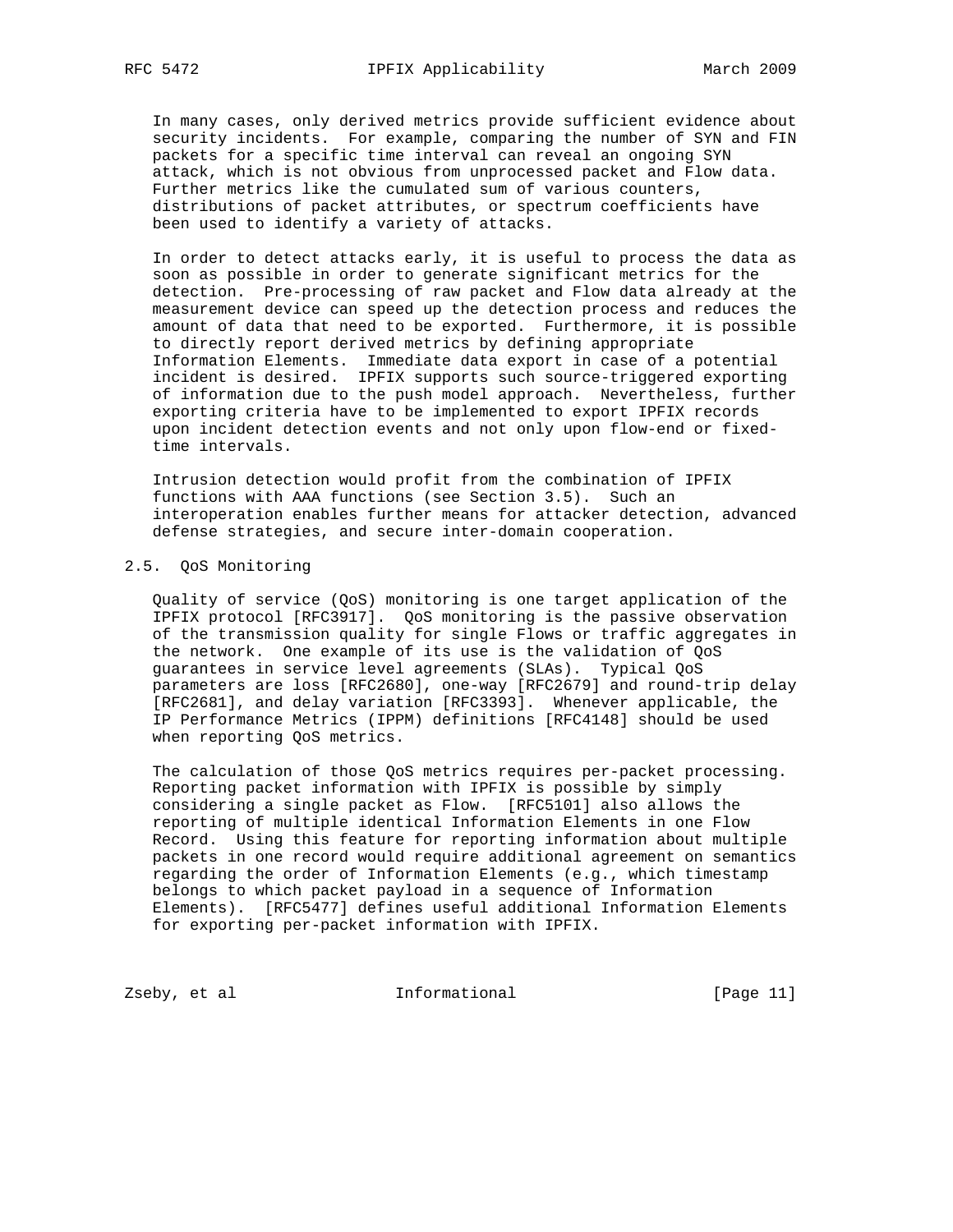In many cases, only derived metrics provide sufficient evidence about security incidents. For example, comparing the number of SYN and FIN packets for a specific time interval can reveal an ongoing SYN attack, which is not obvious from unprocessed packet and Flow data. Further metrics like the cumulated sum of various counters, distributions of packet attributes, or spectrum coefficients have been used to identify a variety of attacks.

In order to detect attacks early, it is useful to process the data as soon as possible in order to generate significant metrics for the detection. Pre-processing of raw packet and Flow data already at the measurement device can speed up the detection process and reduces the amount of data that need to be exported. Furthermore, it is possible to directly report derived metrics by defining appropriate Information Elements. Immediate data export in case of a potential incident is desired. IPFIX supports such source-triggered exporting of information due to the push model approach. Nevertheless, further exporting criteria have to be implemented to export IPFIX records upon incident detection events and not only upon flow-end or fixed-time intervals.

Intrusion detection would profit from the combination of IPFIX functions with AAA functions (see Section 3.5). Such an interoperation enables further means for attacker detection, advanced defense strategies, and secure inter-domain cooperation.

## 2.5. QoS Monitoring

Quality of service (QoS) monitoring is one target application of the IPFIX protocol [RFC3917]. QoS monitoring is the passive observation of the transmission quality for single Flows or traffic aggregates in the network. One example of its use is the validation of QoS guarantees in service level agreements (SLAs). Typical QoS parameters are loss [RFC2680], one-way [RFC2679] and round-trip delay [RFC2681], and delay variation [RFC3393]. Whenever applicable, the IP Performance Metrics (IPPM) definitions [RFC4148] should be used when reporting QoS metrics.

The calculation of those QoS metrics requires per-packet processing. Reporting packet information with IPFIX is possible by simply considering a single packet as Flow. [RFC5101] also allows the reporting of multiple identical Information Elements in one Flow Record. Using this feature for reporting information about multiple packets in one record would require additional agreement on semantics regarding the order of Information Elements (e.g., which timestamp belongs to which packet payload in a sequence of Information Elements). [RFC5477] defines useful additional Information Elements for exporting per-packet information with IPFIX.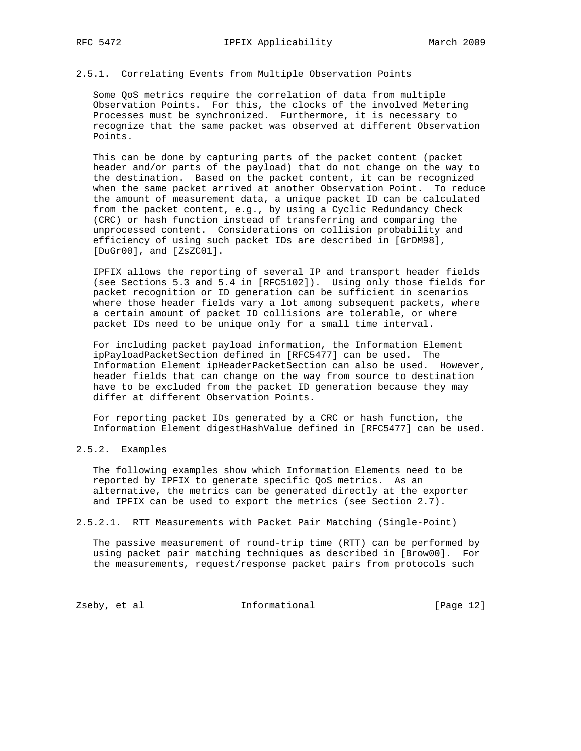### 2.5.1. Correlating Events from Multiple Observation Points

Some QoS metrics require the correlation of data from multiple Observation Points. For this, the clocks of the involved Metering Processes must be synchronized. Furthermore, it is necessary to recognize that the same packet was observed at different Observation Points.

This can be done by capturing parts of the packet content (packet header and/or parts of the payload) that do not change on the way to the destination. Based on the packet content, it can be recognized when the same packet arrived at another Observation Point. To reduce the amount of measurement data, a unique packet ID can be calculated from the packet content, e.g., by using a Cyclic Redundancy Check (CRC) or hash function instead of transferring and comparing the unprocessed content. Considerations on collision probability and efficiency of using such packet IDs are described in [GrDM98], [DuGr00], and [ZsZC01].

IPFIX allows the reporting of several IP and transport header fields (see Sections 5.3 and 5.4 in [RFC5102]). Using only those fields for packet recognition or ID generation can be sufficient in scenarios where those header fields vary a lot among subsequent packets, where a certain amount of packet ID collisions are tolerable, or where packet IDs need to be unique only for a small time interval.

For including packet payload information, the Information Element ipPayloadPacketSection defined in [RFC5477] can be used. The Information Element ipHeaderPacketSection can also be used. However, header fields that can change on the way from source to destination have to be excluded from the packet ID generation because they may differ at different Observation Points.

For reporting packet IDs generated by a CRC or hash function, the Information Element digestHashValue defined in [RFC5477] can be used.

### 2.5.2. Examples

The following examples show which Information Elements need to be reported by IPFIX to generate specific QoS metrics. As an alternative, the metrics can be generated directly at the exporter and IPFIX can be used to export the metrics (see Section 2.7).

#### 2.5.2.1. RTT Measurements with Packet Pair Matching (Single-Point)

The passive measurement of round-trip time (RTT) can be performed by using packet pair matching techniques as described in [Brow00]. For the measurements, request/response packet pairs from protocols such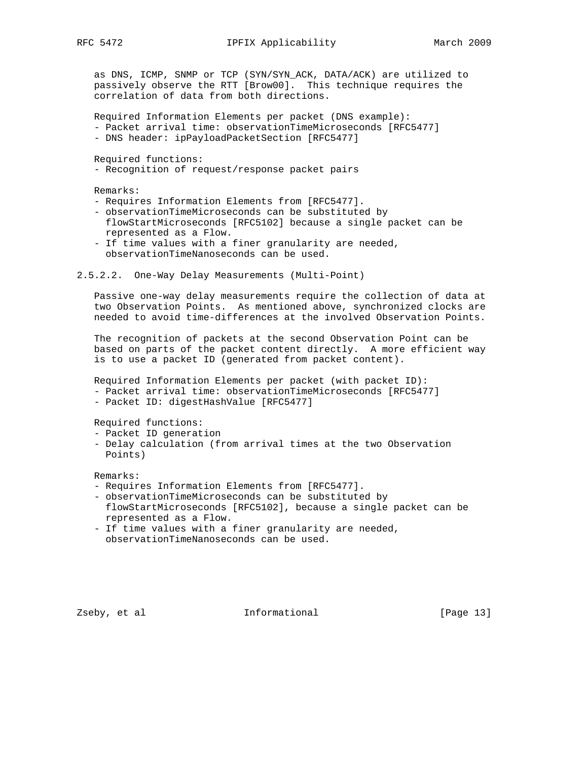as DNS, ICMP, SNMP or TCP (SYN/SYN_ACK, DATA/ACK) are utilized to passively observe the RTT [Brow00]. This technique requires the correlation of data from both directions.

Required Information Elements per packet (DNS example):

- Packet arrival time: observationTimeMicroseconds [RFC5477]
- DNS header: ipPayloadPacketSection [RFC5477]

Required functions:

- Recognition of request/response packet pairs

Remarks:

- Requires Information Elements from [RFC5477].
- observationTimeMicroseconds can be substituted by flowStartMicroseconds [RFC5102] because a single packet can be represented as a Flow.
- If time values with a finer granularity are needed, observationTimeNanoseconds can be used.

#### 2.5.2.2. One-Way Delay Measurements (Multi-Point)

Passive one-way delay measurements require the collection of data at two Observation Points. As mentioned above, synchronized clocks are needed to avoid time-differences at the involved Observation Points.

The recognition of packets at the second Observation Point can be based on parts of the packet content directly. A more efficient way is to use a packet ID (generated from packet content).

Required Information Elements per packet (with packet ID):

- Packet arrival time: observationTimeMicroseconds [RFC5477]
- Packet ID: digestHashValue [RFC5477]

Required functions:

- Packet ID generation
- Delay calculation (from arrival times at the two Observation Points)

Remarks:

- Requires Information Elements from [RFC5477].
- observationTimeMicroseconds can be substituted by flowStartMicroseconds [RFC5102], because a single packet can be represented as a Flow.
- If time values with a finer granularity are needed, observationTimeNanoseconds can be used.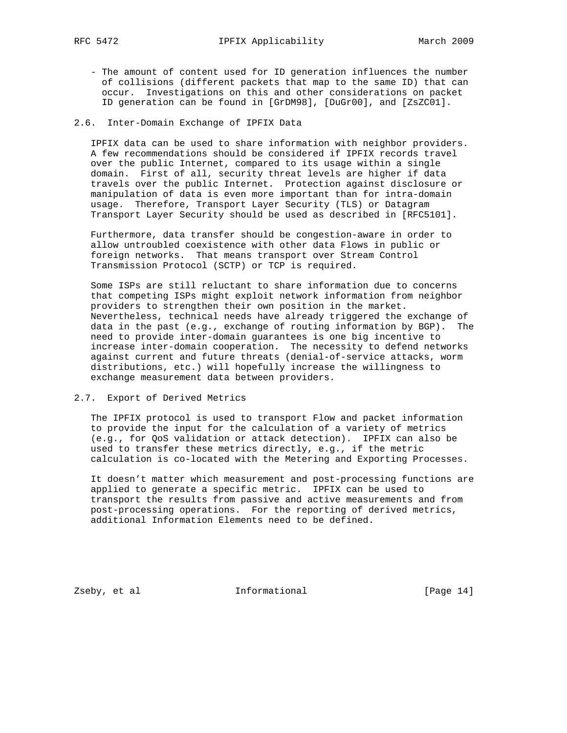- The amount of content used for ID generation influences the number of collisions (different packets that map to the same ID) that can occur. Investigations on this and other considerations on packet ID generation can be found in [GrDM98], [DuGr00], and [ZsZC01].

## 2.6. Inter-Domain Exchange of IPFIX Data

IPFIX data can be used to share information with neighbor providers. A few recommendations should be considered if IPFIX records travel over the public Internet, compared to its usage within a single domain. First of all, security threat levels are higher if data travels over the public Internet. Protection against disclosure or manipulation of data is even more important than for intra-domain usage. Therefore, Transport Layer Security (TLS) or Datagram Transport Layer Security should be used as described in [RFC5101].

Furthermore, data transfer should be congestion-aware in order to allow untroubled coexistence with other data Flows in public or foreign networks. That means transport over Stream Control Transmission Protocol (SCTP) or TCP is required.

Some ISPs are still reluctant to share information due to concerns that competing ISPs might exploit network information from neighbor providers to strengthen their own position in the market. Nevertheless, technical needs have already triggered the exchange of data in the past (e.g., exchange of routing information by BGP). The need to provide inter-domain guarantees is one big incentive to increase inter-domain cooperation. The necessity to defend networks against current and future threats (denial-of-service attacks, worm distributions, etc.) will hopefully increase the willingness to exchange measurement data between providers.

## 2.7. Export of Derived Metrics

The IPFIX protocol is used to transport Flow and packet information to provide the input for the calculation of a variety of metrics (e.g., for QoS validation or attack detection). IPFIX can also be used to transfer these metrics directly, e.g., if the metric calculation is co-located with the Metering and Exporting Processes.

It doesn't matter which measurement and post-processing functions are applied to generate a specific metric. IPFIX can be used to transport the results from passive and active measurements and from post-processing operations. For the reporting of derived metrics, additional Information Elements need to be defined.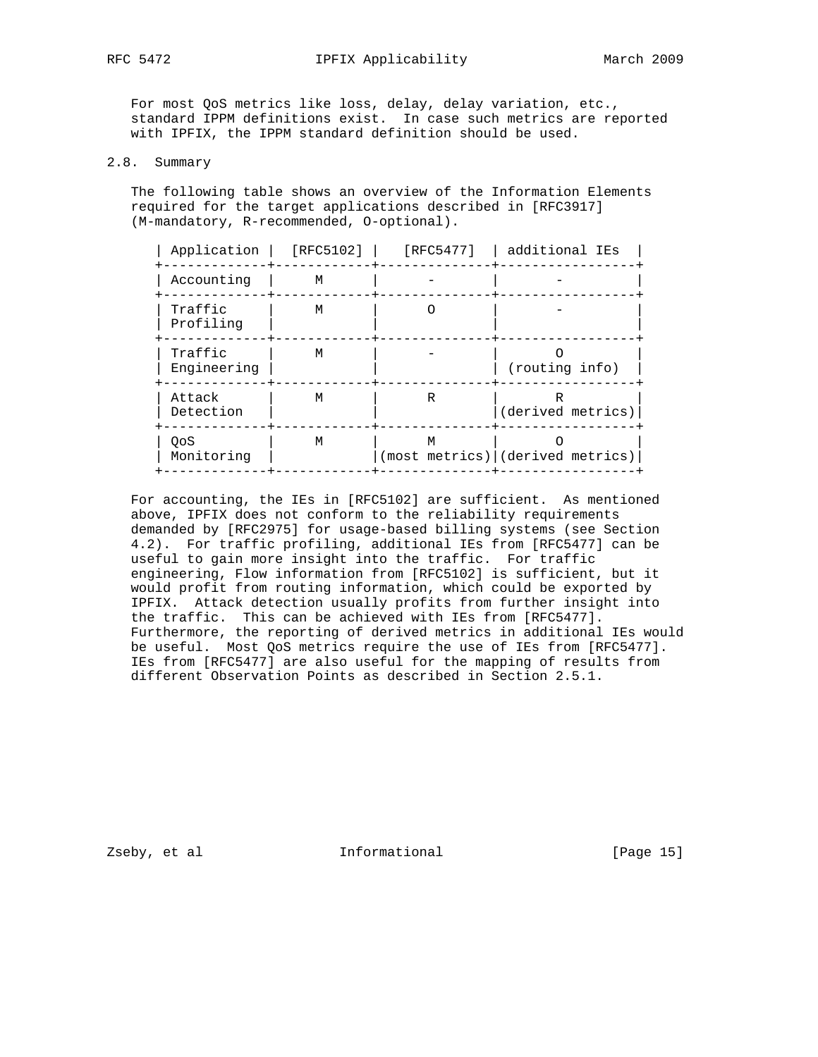For most QoS metrics like loss, delay, delay variation, etc., standard IPPM definitions exist. In case such metrics are reported with IPFIX, the IPPM standard definition should be used.

## 2.8. Summary

The following table shows an overview of the Information Elements required for the target applications described in [RFC3917] (M-mandatory, R-recommended, O-optional).

| Application | [RFC5102] | [RFC5477] | additional IEs |
|---|---|---|---|
| Accounting | M | - | - |
| Traffic Profiling | M | O | - |
| Traffic Engineering | M | - | O (routing info) |
| Attack Detection | M | R | R (derived metrics) |
| QoS Monitoring | M | M (most metrics) | O (derived metrics) |

For accounting, the IEs in [RFC5102] are sufficient. As mentioned above, IPFIX does not conform to the reliability requirements demanded by [RFC2975] for usage-based billing systems (see Section 4.2). For traffic profiling, additional IEs from [RFC5477] can be useful to gain more insight into the traffic. For traffic engineering, Flow information from [RFC5102] is sufficient, but it would profit from routing information, which could be exported by IPFIX. Attack detection usually profits from further insight into the traffic. This can be achieved with IEs from [RFC5477]. Furthermore, the reporting of derived metrics in additional IEs would be useful. Most QoS metrics require the use of IEs from [RFC5477]. IEs from [RFC5477] are also useful for the mapping of results from different Observation Points as described in Section 2.5.1.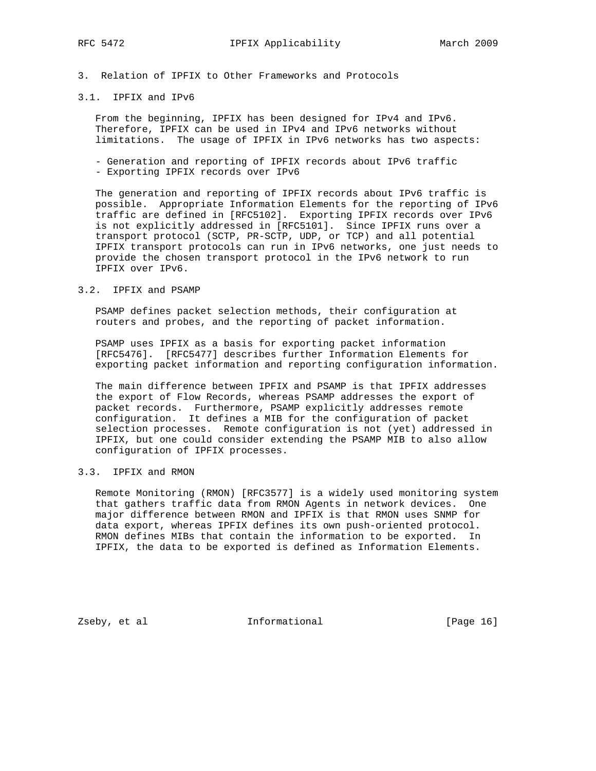# 3. Relation of IPFIX to Other Frameworks and Protocols

## 3.1. IPFIX and IPv6

From the beginning, IPFIX has been designed for IPv4 and IPv6. Therefore, IPFIX can be used in IPv4 and IPv6 networks without limitations. The usage of IPFIX in IPv6 networks has two aspects:

- Generation and reporting of IPFIX records about IPv6 traffic
- Exporting IPFIX records over IPv6

The generation and reporting of IPFIX records about IPv6 traffic is possible. Appropriate Information Elements for the reporting of IPv6 traffic are defined in [RFC5102]. Exporting IPFIX records over IPv6 is not explicitly addressed in [RFC5101]. Since IPFIX runs over a transport protocol (SCTP, PR-SCTP, UDP, or TCP) and all potential IPFIX transport protocols can run in IPv6 networks, one just needs to provide the chosen transport protocol in the IPv6 network to run IPFIX over IPv6.

## 3.2. IPFIX and PSAMP

PSAMP defines packet selection methods, their configuration at routers and probes, and the reporting of packet information.

PSAMP uses IPFIX as a basis for exporting packet information [RFC5476]. [RFC5477] describes further Information Elements for exporting packet information and reporting configuration information.

The main difference between IPFIX and PSAMP is that IPFIX addresses the export of Flow Records, whereas PSAMP addresses the export of packet records. Furthermore, PSAMP explicitly addresses remote configuration. It defines a MIB for the configuration of packet selection processes. Remote configuration is not (yet) addressed in IPFIX, but one could consider extending the PSAMP MIB to also allow configuration of IPFIX processes.

## 3.3. IPFIX and RMON

Remote Monitoring (RMON) [RFC3577] is a widely used monitoring system that gathers traffic data from RMON Agents in network devices. One major difference between RMON and IPFIX is that RMON uses SNMP for data export, whereas IPFIX defines its own push-oriented protocol. RMON defines MIBs that contain the information to be exported. In IPFIX, the data to be exported is defined as Information Elements.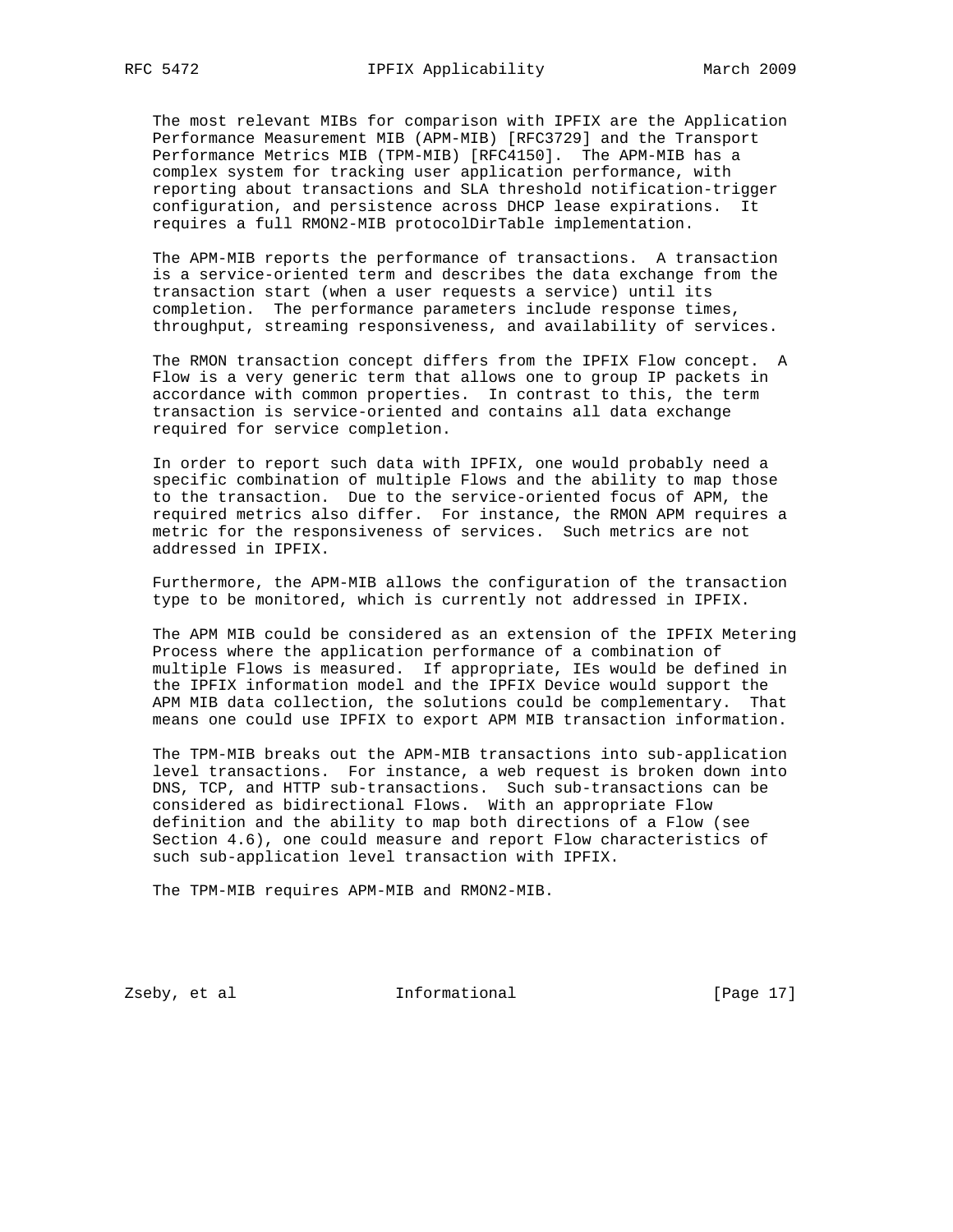The most relevant MIBs for comparison with IPFIX are the Application Performance Measurement MIB (APM-MIB) [RFC3729] and the Transport Performance Metrics MIB (TPM-MIB) [RFC4150]. The APM-MIB has a complex system for tracking user application performance, with reporting about transactions and SLA threshold notification-trigger configuration, and persistence across DHCP lease expirations. It requires a full RMON2-MIB protocolDirTable implementation.

The APM-MIB reports the performance of transactions. A transaction is a service-oriented term and describes the data exchange from the transaction start (when a user requests a service) until its completion. The performance parameters include response times, throughput, streaming responsiveness, and availability of services.

The RMON transaction concept differs from the IPFIX Flow concept. A Flow is a very generic term that allows one to group IP packets in accordance with common properties. In contrast to this, the term transaction is service-oriented and contains all data exchange required for service completion.

In order to report such data with IPFIX, one would probably need a specific combination of multiple Flows and the ability to map those to the transaction. Due to the service-oriented focus of APM, the required metrics also differ. For instance, the RMON APM requires a metric for the responsiveness of services. Such metrics are not addressed in IPFIX.

Furthermore, the APM-MIB allows the configuration of the transaction type to be monitored, which is currently not addressed in IPFIX.

The APM MIB could be considered as an extension of the IPFIX Metering Process where the application performance of a combination of multiple Flows is measured. If appropriate, IEs would be defined in the IPFIX information model and the IPFIX Device would support the APM MIB data collection, the solutions could be complementary. That means one could use IPFIX to export APM MIB transaction information.

The TPM-MIB breaks out the APM-MIB transactions into sub-application level transactions. For instance, a web request is broken down into DNS, TCP, and HTTP sub-transactions. Such sub-transactions can be considered as bidirectional Flows. With an appropriate Flow definition and the ability to map both directions of a Flow (see Section 4.6), one could measure and report Flow characteristics of such sub-application level transaction with IPFIX.

The TPM-MIB requires APM-MIB and RMON2-MIB.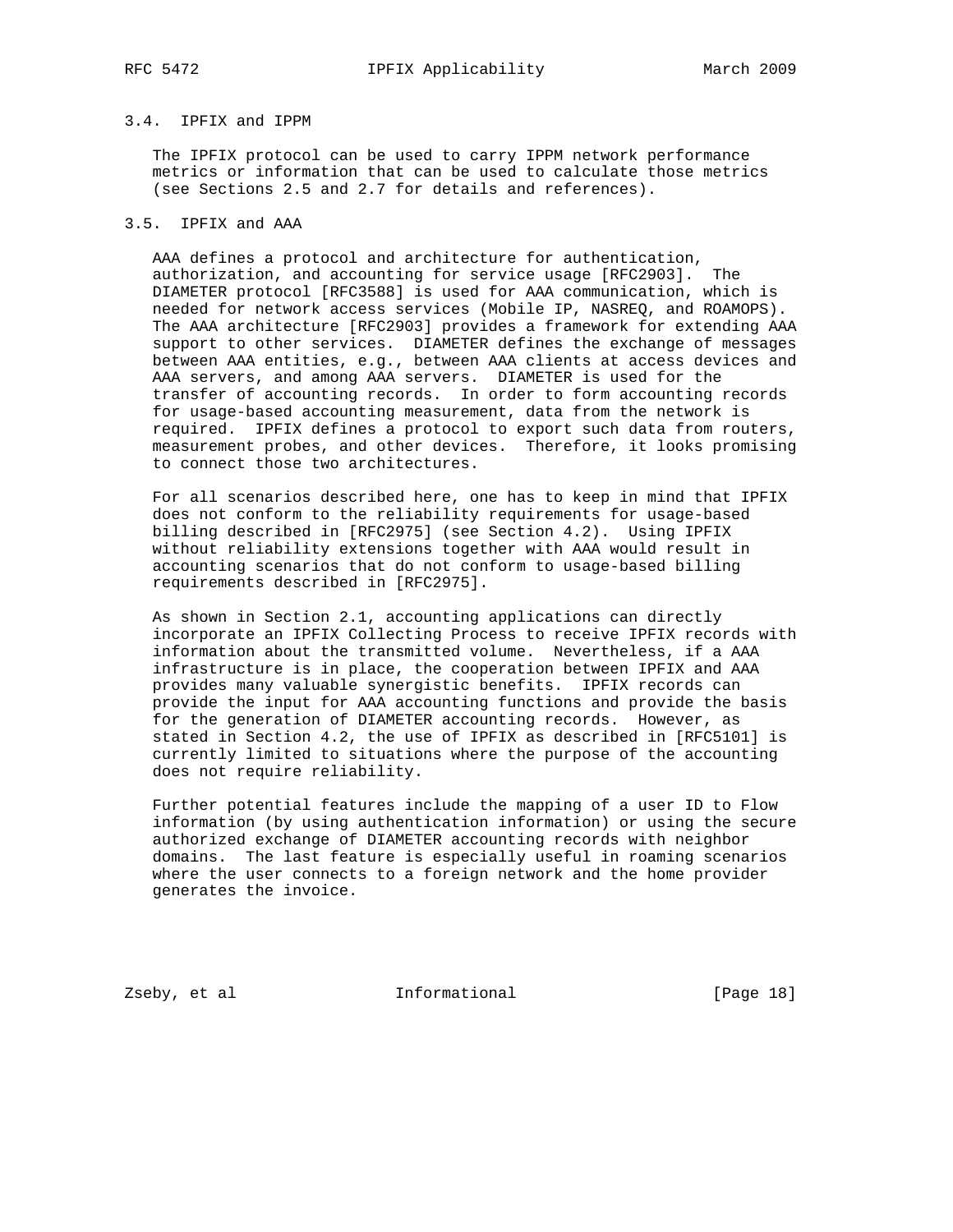### 3.4. IPFIX and IPPM

The IPFIX protocol can be used to carry IPPM network performance metrics or information that can be used to calculate those metrics (see Sections 2.5 and 2.7 for details and references).

### 3.5. IPFIX and AAA

AAA defines a protocol and architecture for authentication, authorization, and accounting for service usage [RFC2903]. The DIAMETER protocol [RFC3588] is used for AAA communication, which is needed for network access services (Mobile IP, NASREQ, and ROAMOPS). The AAA architecture [RFC2903] provides a framework for extending AAA support to other services. DIAMETER defines the exchange of messages between AAA entities, e.g., between AAA clients at access devices and AAA servers, and among AAA servers. DIAMETER is used for the transfer of accounting records. In order to form accounting records for usage-based accounting measurement, data from the network is required. IPFIX defines a protocol to export such data from routers, measurement probes, and other devices. Therefore, it looks promising to connect those two architectures.

For all scenarios described here, one has to keep in mind that IPFIX does not conform to the reliability requirements for usage-based billing described in [RFC2975] (see Section 4.2). Using IPFIX without reliability extensions together with AAA would result in accounting scenarios that do not conform to usage-based billing requirements described in [RFC2975].

As shown in Section 2.1, accounting applications can directly incorporate an IPFIX Collecting Process to receive IPFIX records with information about the transmitted volume. Nevertheless, if a AAA infrastructure is in place, the cooperation between IPFIX and AAA provides many valuable synergistic benefits. IPFIX records can provide the input for AAA accounting functions and provide the basis for the generation of DIAMETER accounting records. However, as stated in Section 4.2, the use of IPFIX as described in [RFC5101] is currently limited to situations where the purpose of the accounting does not require reliability.

Further potential features include the mapping of a user ID to Flow information (by using authentication information) or using the secure authorized exchange of DIAMETER accounting records with neighbor domains. The last feature is especially useful in roaming scenarios where the user connects to a foreign network and the home provider generates the invoice.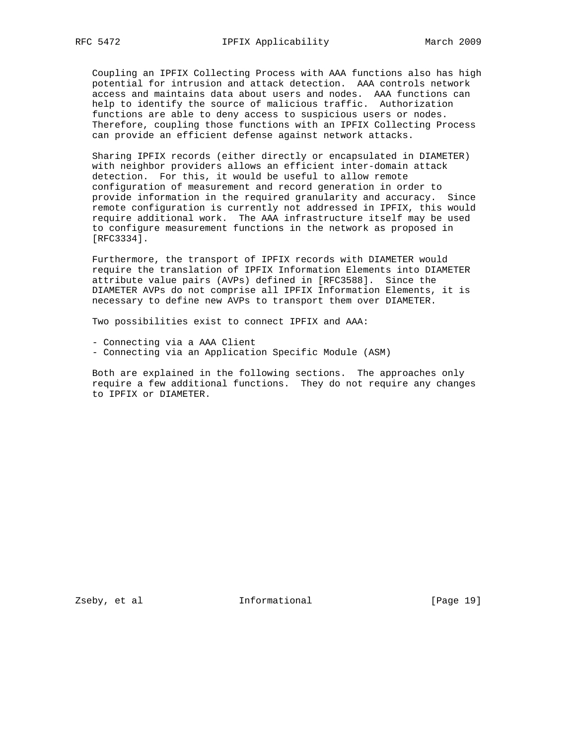Coupling an IPFIX Collecting Process with AAA functions also has high potential for intrusion and attack detection. AAA controls network access and maintains data about users and nodes. AAA functions can help to identify the source of malicious traffic. Authorization functions are able to deny access to suspicious users or nodes. Therefore, coupling those functions with an IPFIX Collecting Process can provide an efficient defense against network attacks.

Sharing IPFIX records (either directly or encapsulated in DIAMETER) with neighbor providers allows an efficient inter-domain attack detection. For this, it would be useful to allow remote configuration of measurement and record generation in order to provide information in the required granularity and accuracy. Since remote configuration is currently not addressed in IPFIX, this would require additional work. The AAA infrastructure itself may be used to configure measurement functions in the network as proposed in [RFC3334].

Furthermore, the transport of IPFIX records with DIAMETER would require the translation of IPFIX Information Elements into DIAMETER attribute value pairs (AVPs) defined in [RFC3588]. Since the DIAMETER AVPs do not comprise all IPFIX Information Elements, it is necessary to define new AVPs to transport them over DIAMETER.

Two possibilities exist to connect IPFIX and AAA:

- Connecting via a AAA Client
- Connecting via an Application Specific Module (ASM)

Both are explained in the following sections. The approaches only require a few additional functions. They do not require any changes to IPFIX or DIAMETER.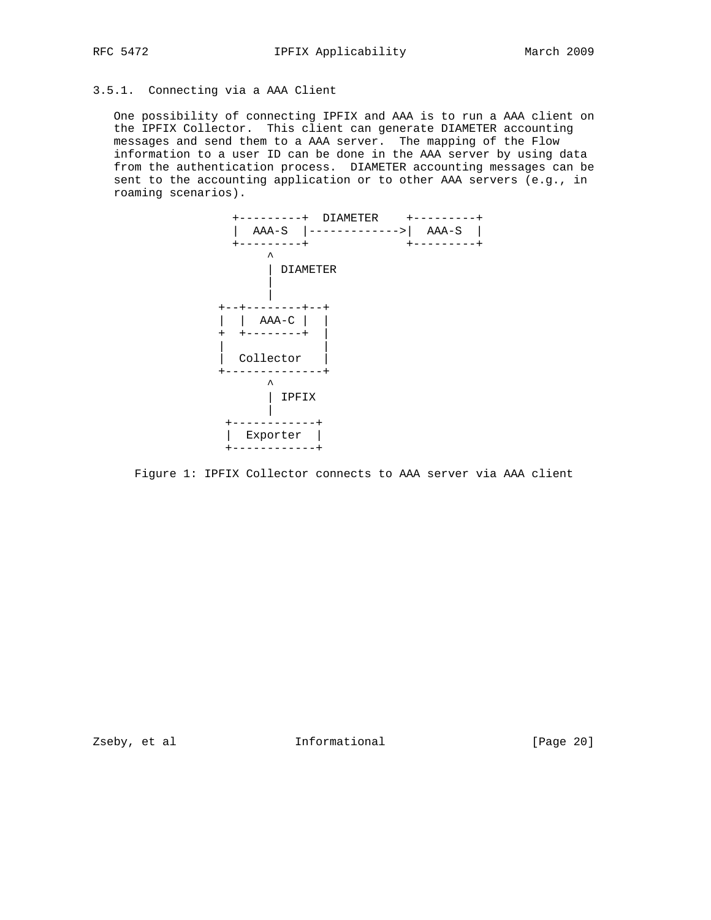### 3.5.1. Connecting via a AAA Client

One possibility of connecting IPFIX and AAA is to run a AAA client on the IPFIX Collector. This client can generate DIAMETER accounting messages and send them to a AAA server. The mapping of the Flow information to a user ID can be done in the AAA server by using data from the authentication process. DIAMETER accounting messages can be sent to the accounting application or to other AAA servers (e.g., in roaming scenarios).

```
          +---------+  DIAMETER    +---------+
          |  AAA-S  |------------->|  AAA-S  |
          +---------+              +---------+
               ^
               | DIAMETER
               |
               |
        +--+--------+--+
        |  |  AAA-C |  |
        +  +--------+  |
        |              |
        |  Collector   |
        +--------------+
               ^
               | IPFIX
               |
         +------------+
         |  Exporter  |
         +------------+
```

Figure 1: IPFIX Collector connects to AAA server via AAA client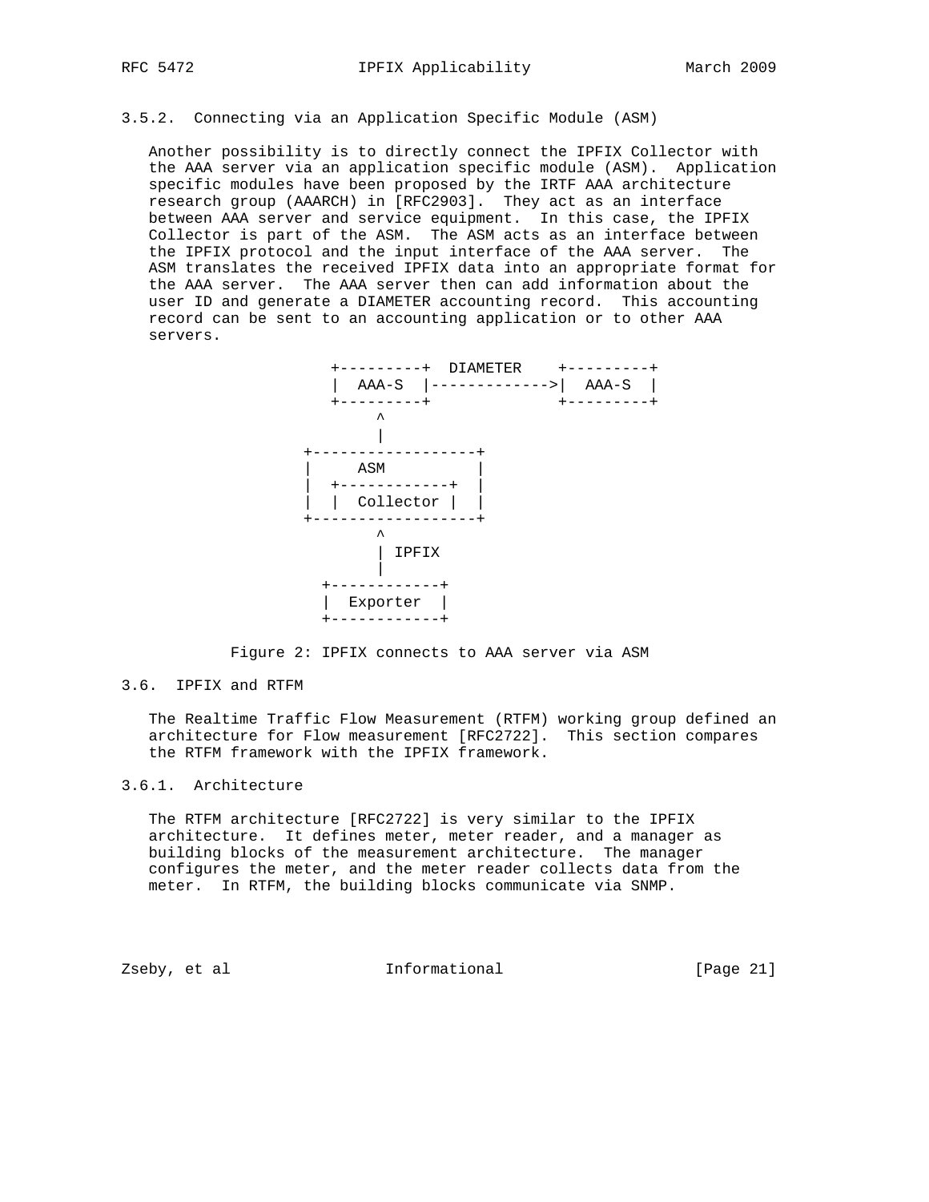### 3.5.2. Connecting via an Application Specific Module (ASM)

Another possibility is to directly connect the IPFIX Collector with the AAA server via an application specific module (ASM). Application specific modules have been proposed by the IRTF AAA architecture research group (AAARCH) in [RFC2903]. They act as an interface between AAA server and service equipment. In this case, the IPFIX Collector is part of the ASM. The ASM acts as an interface between the IPFIX protocol and the input interface of the AAA server. The ASM translates the received IPFIX data into an appropriate format for the AAA server. The AAA server then can add information about the user ID and generate a DIAMETER accounting record. This accounting record can be sent to an accounting application or to other AAA servers.

```
                  +---------+  DIAMETER    +---------+
                  |  AAA-S  |------------->|  AAA-S  |
                  +---------+              +---------+
                       ^
                       |
               +------------------+
               |     ASM          |
               |  +------------+  |
               |  |  Collector |  |
               +------------------+
                       ^
                       | IPFIX
                       |
                 +------------+
                 |  Exporter  |
                 +------------+
```

Figure 2: IPFIX connects to AAA server via ASM

### 3.6. IPFIX and RTFM

The Realtime Traffic Flow Measurement (RTFM) working group defined an architecture for Flow measurement [RFC2722]. This section compares the RTFM framework with the IPFIX framework.

#### 3.6.1. Architecture

The RTFM architecture [RFC2722] is very similar to the IPFIX architecture. It defines meter, meter reader, and a manager as building blocks of the measurement architecture. The manager configures the meter, and the meter reader collects data from the meter. In RTFM, the building blocks communicate via SNMP.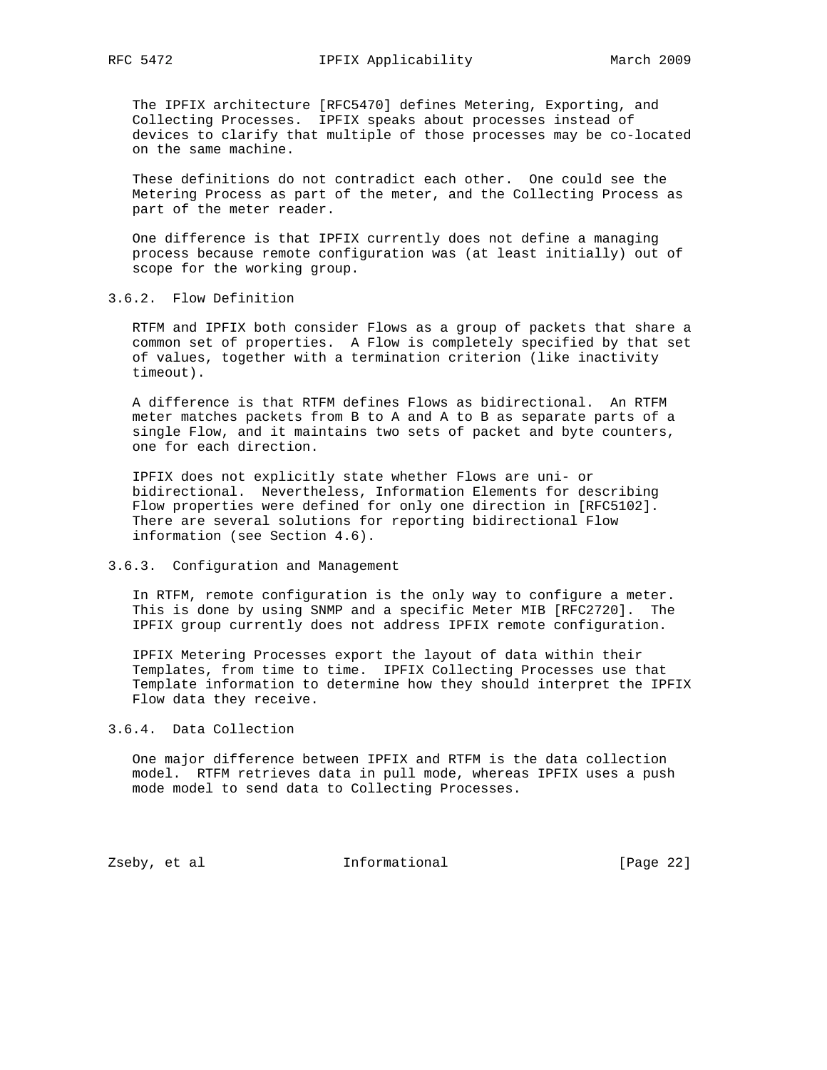The IPFIX architecture [RFC5470] defines Metering, Exporting, and Collecting Processes. IPFIX speaks about processes instead of devices to clarify that multiple of those processes may be co-located on the same machine.

These definitions do not contradict each other. One could see the Metering Process as part of the meter, and the Collecting Process as part of the meter reader.

One difference is that IPFIX currently does not define a managing process because remote configuration was (at least initially) out of scope for the working group.

### 3.6.2. Flow Definition

RTFM and IPFIX both consider Flows as a group of packets that share a common set of properties. A Flow is completely specified by that set of values, together with a termination criterion (like inactivity timeout).

A difference is that RTFM defines Flows as bidirectional. An RTFM meter matches packets from B to A and A to B as separate parts of a single Flow, and it maintains two sets of packet and byte counters, one for each direction.

IPFIX does not explicitly state whether Flows are uni- or bidirectional. Nevertheless, Information Elements for describing Flow properties were defined for only one direction in [RFC5102]. There are several solutions for reporting bidirectional Flow information (see Section 4.6).

### 3.6.3. Configuration and Management

In RTFM, remote configuration is the only way to configure a meter. This is done by using SNMP and a specific Meter MIB [RFC2720]. The IPFIX group currently does not address IPFIX remote configuration.

IPFIX Metering Processes export the layout of data within their Templates, from time to time. IPFIX Collecting Processes use that Template information to determine how they should interpret the IPFIX Flow data they receive.

### 3.6.4. Data Collection

One major difference between IPFIX and RTFM is the data collection model. RTFM retrieves data in pull mode, whereas IPFIX uses a push mode model to send data to Collecting Processes.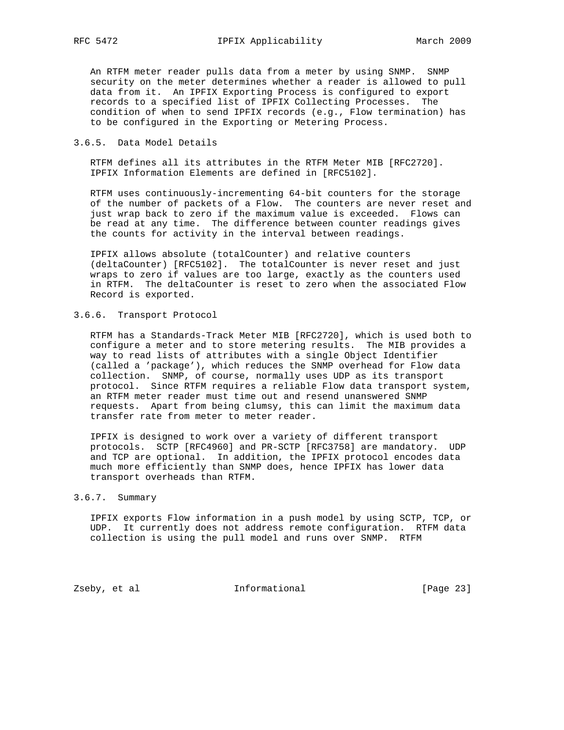An RTFM meter reader pulls data from a meter by using SNMP. SNMP security on the meter determines whether a reader is allowed to pull data from it. An IPFIX Exporting Process is configured to export records to a specified list of IPFIX Collecting Processes. The condition of when to send IPFIX records (e.g., Flow termination) has to be configured in the Exporting or Metering Process.

### 3.6.5. Data Model Details

RTFM defines all its attributes in the RTFM Meter MIB [RFC2720]. IPFIX Information Elements are defined in [RFC5102].

RTFM uses continuously-incrementing 64-bit counters for the storage of the number of packets of a Flow. The counters are never reset and just wrap back to zero if the maximum value is exceeded. Flows can be read at any time. The difference between counter readings gives the counts for activity in the interval between readings.

IPFIX allows absolute (totalCounter) and relative counters (deltaCounter) [RFC5102]. The totalCounter is never reset and just wraps to zero if values are too large, exactly as the counters used in RTFM. The deltaCounter is reset to zero when the associated Flow Record is exported.

### 3.6.6. Transport Protocol

RTFM has a Standards-Track Meter MIB [RFC2720], which is used both to configure a meter and to store metering results. The MIB provides a way to read lists of attributes with a single Object Identifier (called a 'package'), which reduces the SNMP overhead for Flow data collection. SNMP, of course, normally uses UDP as its transport protocol. Since RTFM requires a reliable Flow data transport system, an RTFM meter reader must time out and resend unanswered SNMP requests. Apart from being clumsy, this can limit the maximum data transfer rate from meter to meter reader.

IPFIX is designed to work over a variety of different transport protocols. SCTP [RFC4960] and PR-SCTP [RFC3758] are mandatory. UDP and TCP are optional. In addition, the IPFIX protocol encodes data much more efficiently than SNMP does, hence IPFIX has lower data transport overheads than RTFM.

### 3.6.7. Summary

IPFIX exports Flow information in a push model by using SCTP, TCP, or UDP. It currently does not address remote configuration. RTFM data collection is using the pull model and runs over SNMP. RTFM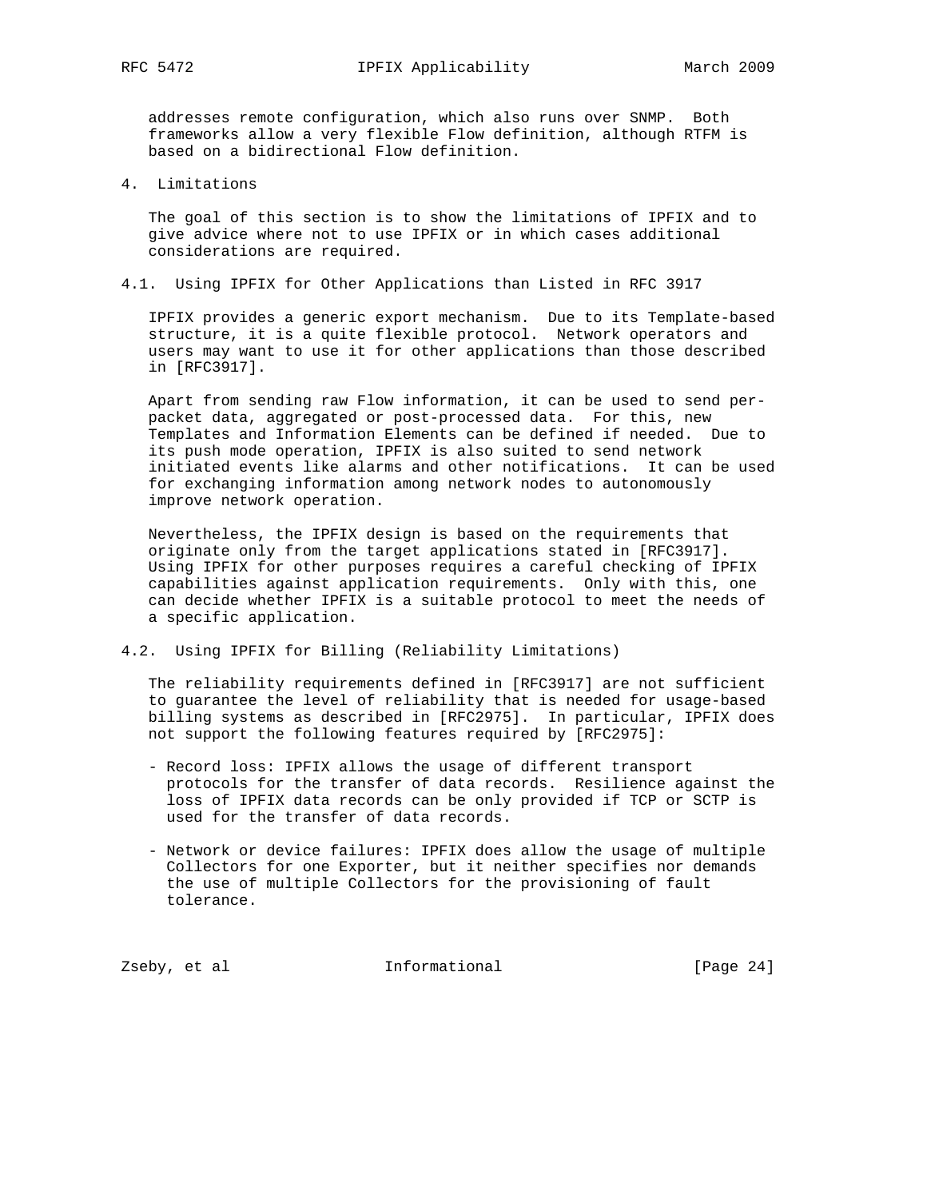addresses remote configuration, which also runs over SNMP. Both frameworks allow a very flexible Flow definition, although RTFM is based on a bidirectional Flow definition.

## 4. Limitations

The goal of this section is to show the limitations of IPFIX and to give advice where not to use IPFIX or in which cases additional considerations are required.

### 4.1. Using IPFIX for Other Applications than Listed in RFC 3917

IPFIX provides a generic export mechanism. Due to its Template-based structure, it is a quite flexible protocol. Network operators and users may want to use it for other applications than those described in [RFC3917].

Apart from sending raw Flow information, it can be used to send per-packet data, aggregated or post-processed data. For this, new Templates and Information Elements can be defined if needed. Due to its push mode operation, IPFIX is also suited to send network initiated events like alarms and other notifications. It can be used for exchanging information among network nodes to autonomously improve network operation.

Nevertheless, the IPFIX design is based on the requirements that originate only from the target applications stated in [RFC3917]. Using IPFIX for other purposes requires a careful checking of IPFIX capabilities against application requirements. Only with this, one can decide whether IPFIX is a suitable protocol to meet the needs of a specific application.

### 4.2. Using IPFIX for Billing (Reliability Limitations)

The reliability requirements defined in [RFC3917] are not sufficient to guarantee the level of reliability that is needed for usage-based billing systems as described in [RFC2975]. In particular, IPFIX does not support the following features required by [RFC2975]:

- Record loss: IPFIX allows the usage of different transport protocols for the transfer of data records. Resilience against the loss of IPFIX data records can be only provided if TCP or SCTP is used for the transfer of data records.

- Network or device failures: IPFIX does allow the usage of multiple Collectors for one Exporter, but it neither specifies nor demands the use of multiple Collectors for the provisioning of fault tolerance.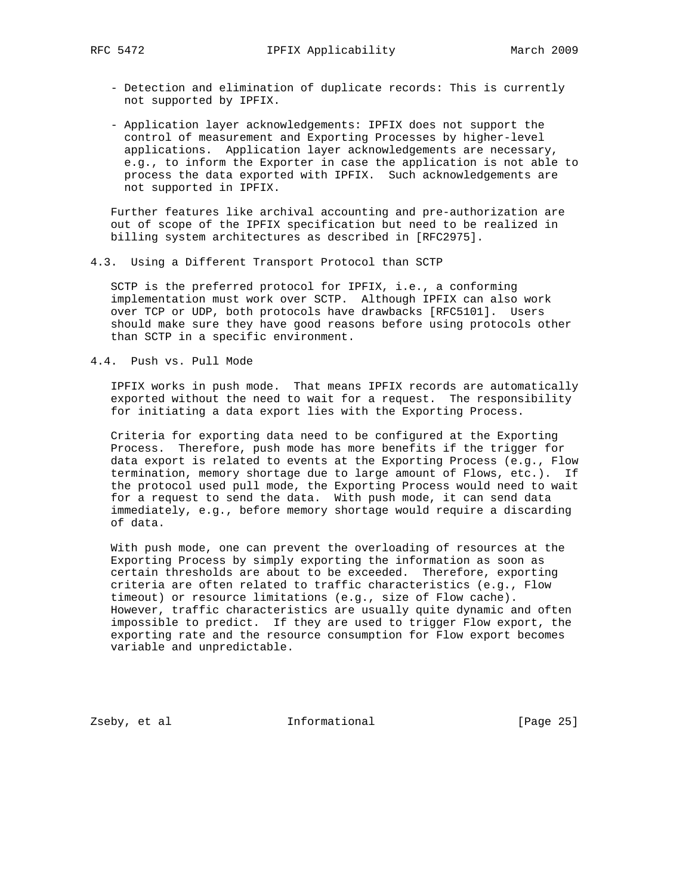- Detection and elimination of duplicate records: This is currently not supported by IPFIX.

- Application layer acknowledgements: IPFIX does not support the control of measurement and Exporting Processes by higher-level applications. Application layer acknowledgements are necessary, e.g., to inform the Exporter in case the application is not able to process the data exported with IPFIX. Such acknowledgements are not supported in IPFIX.

Further features like archival accounting and pre-authorization are out of scope of the IPFIX specification but need to be realized in billing system architectures as described in [RFC2975].

### 4.3. Using a Different Transport Protocol than SCTP

SCTP is the preferred protocol for IPFIX, i.e., a conforming implementation must work over SCTP. Although IPFIX can also work over TCP or UDP, both protocols have drawbacks [RFC5101]. Users should make sure they have good reasons before using protocols other than SCTP in a specific environment.

### 4.4. Push vs. Pull Mode

IPFIX works in push mode. That means IPFIX records are automatically exported without the need to wait for a request. The responsibility for initiating a data export lies with the Exporting Process.

Criteria for exporting data need to be configured at the Exporting Process. Therefore, push mode has more benefits if the trigger for data export is related to events at the Exporting Process (e.g., Flow termination, memory shortage due to large amount of Flows, etc.). If the protocol used pull mode, the Exporting Process would need to wait for a request to send the data. With push mode, it can send data immediately, e.g., before memory shortage would require a discarding of data.

With push mode, one can prevent the overloading of resources at the Exporting Process by simply exporting the information as soon as certain thresholds are about to be exceeded. Therefore, exporting criteria are often related to traffic characteristics (e.g., Flow timeout) or resource limitations (e.g., size of Flow cache). However, traffic characteristics are usually quite dynamic and often impossible to predict. If they are used to trigger Flow export, the exporting rate and the resource consumption for Flow export becomes variable and unpredictable.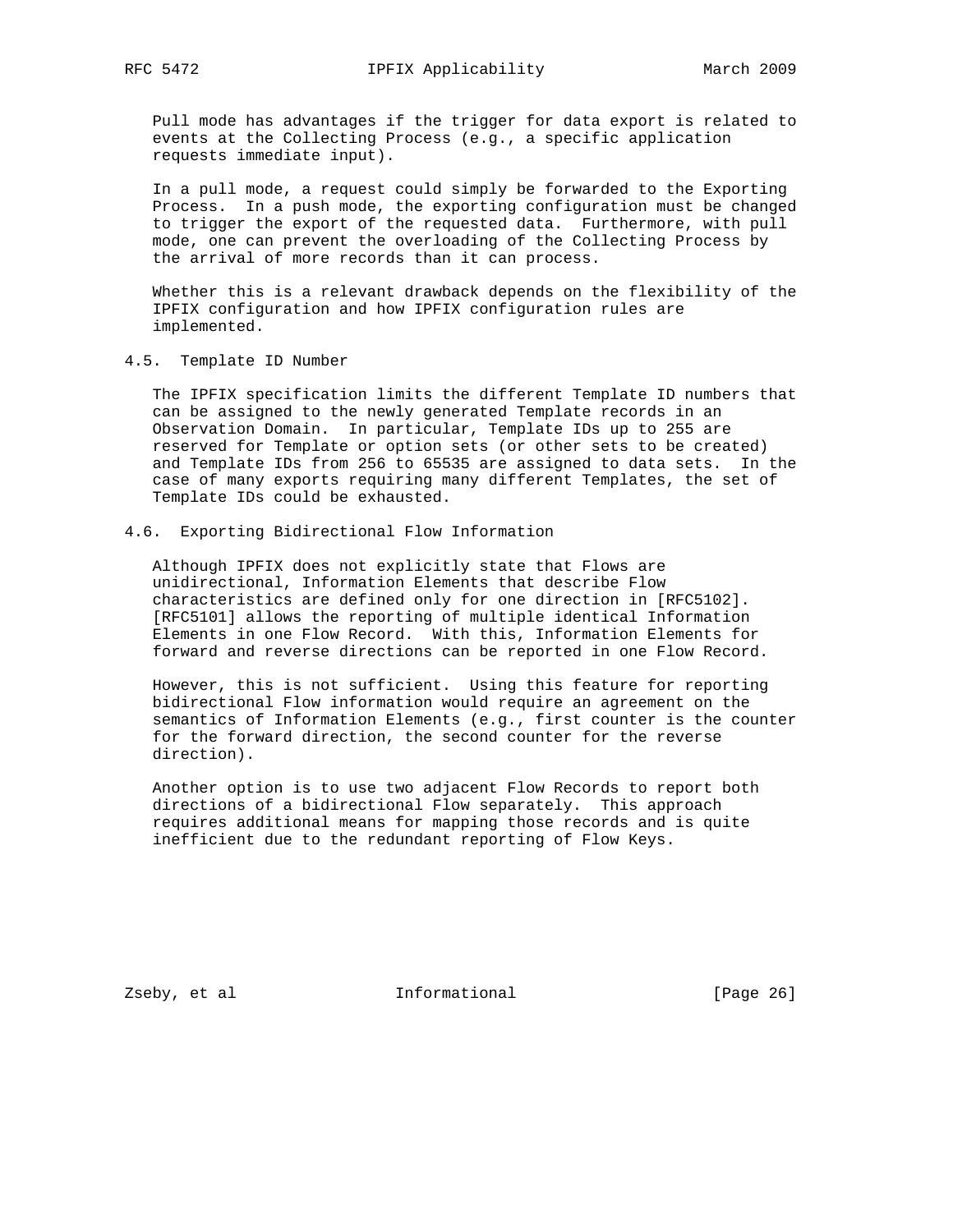Pull mode has advantages if the trigger for data export is related to events at the Collecting Process (e.g., a specific application requests immediate input).

In a pull mode, a request could simply be forwarded to the Exporting Process. In a push mode, the exporting configuration must be changed to trigger the export of the requested data. Furthermore, with pull mode, one can prevent the overloading of the Collecting Process by the arrival of more records than it can process.

Whether this is a relevant drawback depends on the flexibility of the IPFIX configuration and how IPFIX configuration rules are implemented.

### 4.5. Template ID Number

The IPFIX specification limits the different Template ID numbers that can be assigned to the newly generated Template records in an Observation Domain. In particular, Template IDs up to 255 are reserved for Template or option sets (or other sets to be created) and Template IDs from 256 to 65535 are assigned to data sets. In the case of many exports requiring many different Templates, the set of Template IDs could be exhausted.

### 4.6. Exporting Bidirectional Flow Information

Although IPFIX does not explicitly state that Flows are unidirectional, Information Elements that describe Flow characteristics are defined only for one direction in [RFC5102]. [RFC5101] allows the reporting of multiple identical Information Elements in one Flow Record. With this, Information Elements for forward and reverse directions can be reported in one Flow Record.

However, this is not sufficient. Using this feature for reporting bidirectional Flow information would require an agreement on the semantics of Information Elements (e.g., first counter is the counter for the forward direction, the second counter for the reverse direction).

Another option is to use two adjacent Flow Records to report both directions of a bidirectional Flow separately. This approach requires additional means for mapping those records and is quite inefficient due to the redundant reporting of Flow Keys.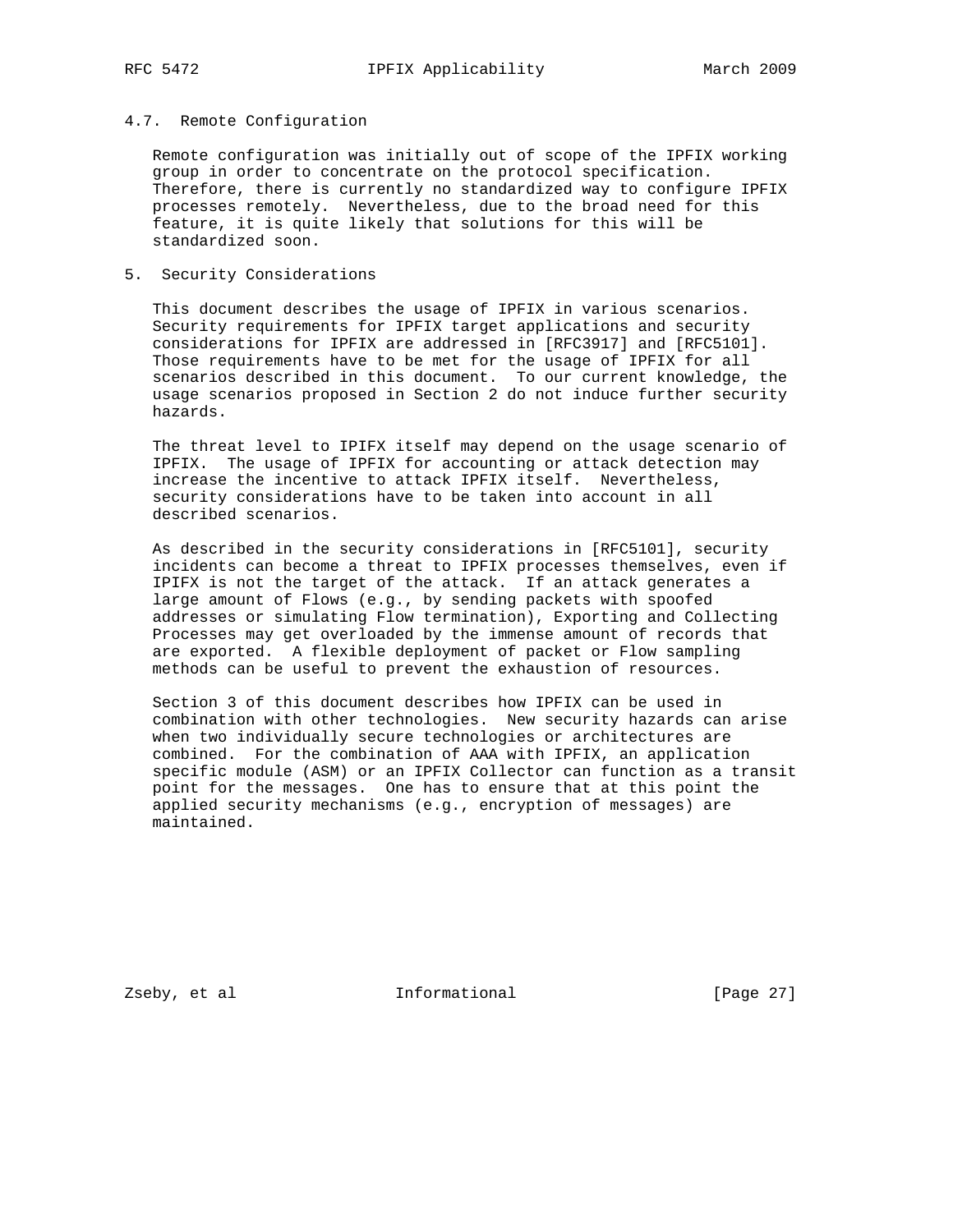### 4.7. Remote Configuration

Remote configuration was initially out of scope of the IPFIX working group in order to concentrate on the protocol specification. Therefore, there is currently no standardized way to configure IPFIX processes remotely. Nevertheless, due to the broad need for this feature, it is quite likely that solutions for this will be standardized soon.

## 5. Security Considerations

This document describes the usage of IPFIX in various scenarios. Security requirements for IPFIX target applications and security considerations for IPFIX are addressed in [RFC3917] and [RFC5101]. Those requirements have to be met for the usage of IPFIX for all scenarios described in this document. To our current knowledge, the usage scenarios proposed in Section 2 do not induce further security hazards.

The threat level to IPIFX itself may depend on the usage scenario of IPFIX. The usage of IPFIX for accounting or attack detection may increase the incentive to attack IPFIX itself. Nevertheless, security considerations have to be taken into account in all described scenarios.

As described in the security considerations in [RFC5101], security incidents can become a threat to IPFIX processes themselves, even if IPIFX is not the target of the attack. If an attack generates a large amount of Flows (e.g., by sending packets with spoofed addresses or simulating Flow termination), Exporting and Collecting Processes may get overloaded by the immense amount of records that are exported. A flexible deployment of packet or Flow sampling methods can be useful to prevent the exhaustion of resources.

Section 3 of this document describes how IPFIX can be used in combination with other technologies. New security hazards can arise when two individually secure technologies or architectures are combined. For the combination of AAA with IPFIX, an application specific module (ASM) or an IPFIX Collector can function as a transit point for the messages. One has to ensure that at this point the applied security mechanisms (e.g., encryption of messages) are maintained.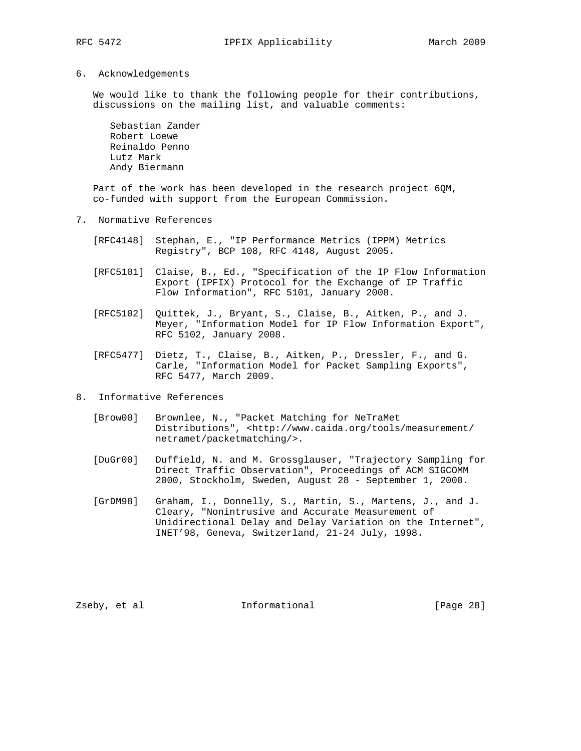## 6. Acknowledgements

We would like to thank the following people for their contributions, discussions on the mailing list, and valuable comments:

Sebastian Zander
Robert Loewe
Reinaldo Penno
Lutz Mark
Andy Biermann

Part of the work has been developed in the research project 6QM, co-funded with support from the European Commission.

## 7. Normative References

[RFC4148] Stephan, E., "IP Performance Metrics (IPPM) Metrics Registry", BCP 108, RFC 4148, August 2005.

[RFC5101] Claise, B., Ed., "Specification of the IP Flow Information Export (IPFIX) Protocol for the Exchange of IP Traffic Flow Information", RFC 5101, January 2008.

[RFC5102] Quittek, J., Bryant, S., Claise, B., Aitken, P., and J. Meyer, "Information Model for IP Flow Information Export", RFC 5102, January 2008.

[RFC5477] Dietz, T., Claise, B., Aitken, P., Dressler, F., and G. Carle, "Information Model for Packet Sampling Exports", RFC 5477, March 2009.

## 8. Informative References

[Brow00] Brownlee, N., "Packet Matching for NeTraMet Distributions", <http://www.caida.org/tools/measurement/netramet/packetmatching/>.

[DuGr00] Duffield, N. and M. Grossglauser, "Trajectory Sampling for Direct Traffic Observation", Proceedings of ACM SIGCOMM 2000, Stockholm, Sweden, August 28 - September 1, 2000.

[GrDM98] Graham, I., Donnelly, S., Martin, S., Martens, J., and J. Cleary, "Nonintrusive and Accurate Measurement of Unidirectional Delay and Delay Variation on the Internet", INET'98, Geneva, Switzerland, 21-24 July, 1998.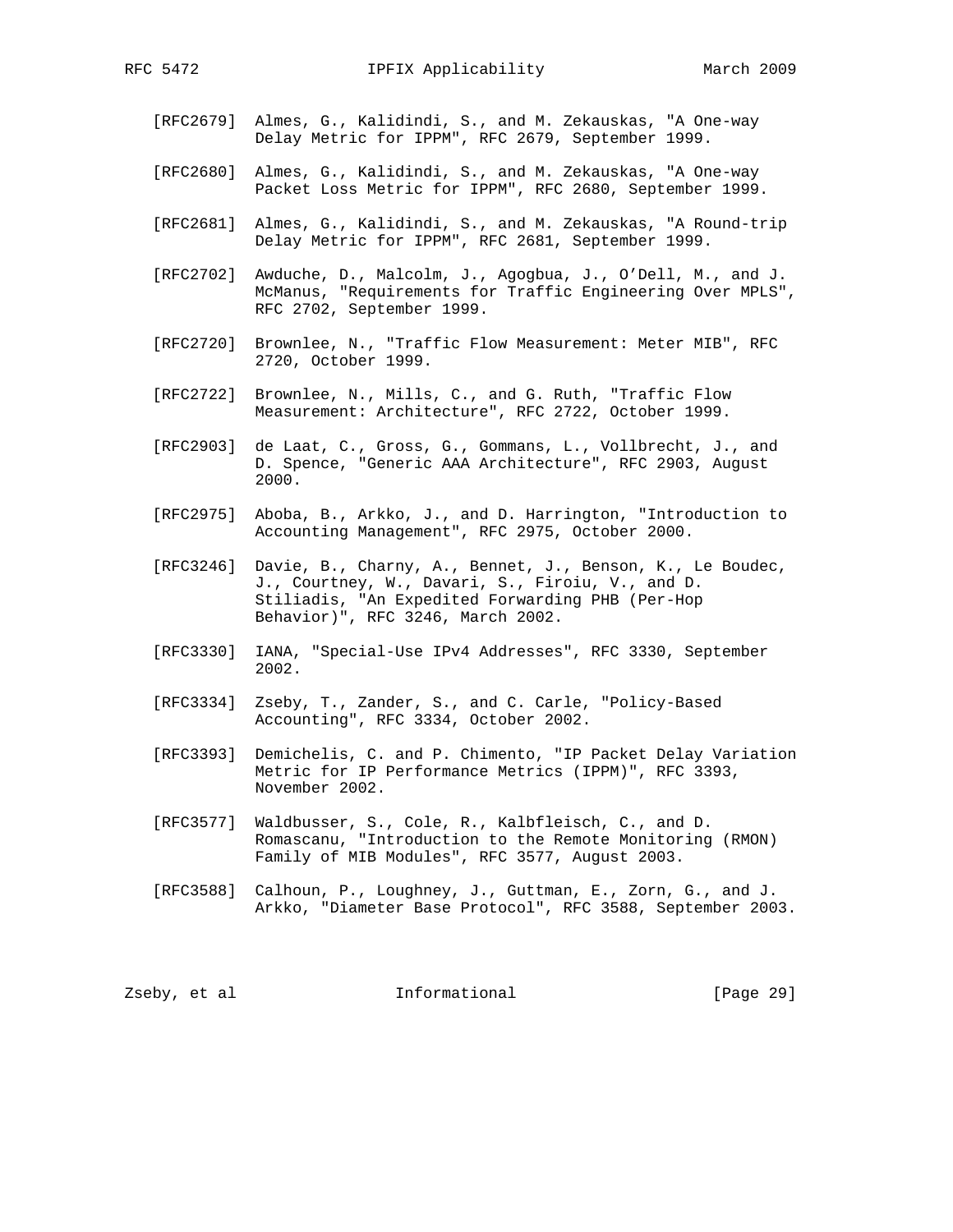[RFC2679] Almes, G., Kalidindi, S., and M. Zekauskas, "A One-way Delay Metric for IPPM", RFC 2679, September 1999.

[RFC2680] Almes, G., Kalidindi, S., and M. Zekauskas, "A One-way Packet Loss Metric for IPPM", RFC 2680, September 1999.

[RFC2681] Almes, G., Kalidindi, S., and M. Zekauskas, "A Round-trip Delay Metric for IPPM", RFC 2681, September 1999.

[RFC2702] Awduche, D., Malcolm, J., Agogbua, J., O'Dell, M., and J. McManus, "Requirements for Traffic Engineering Over MPLS", RFC 2702, September 1999.

[RFC2720] Brownlee, N., "Traffic Flow Measurement: Meter MIB", RFC 2720, October 1999.

[RFC2722] Brownlee, N., Mills, C., and G. Ruth, "Traffic Flow Measurement: Architecture", RFC 2722, October 1999.

[RFC2903] de Laat, C., Gross, G., Gommans, L., Vollbrecht, J., and D. Spence, "Generic AAA Architecture", RFC 2903, August 2000.

[RFC2975] Aboba, B., Arkko, J., and D. Harrington, "Introduction to Accounting Management", RFC 2975, October 2000.

[RFC3246] Davie, B., Charny, A., Bennet, J., Benson, K., Le Boudec, J., Courtney, W., Davari, S., Firoiu, V., and D. Stiliadis, "An Expedited Forwarding PHB (Per-Hop Behavior)", RFC 3246, March 2002.

[RFC3330] IANA, "Special-Use IPv4 Addresses", RFC 3330, September 2002.

[RFC3334] Zseby, T., Zander, S., and C. Carle, "Policy-Based Accounting", RFC 3334, October 2002.

[RFC3393] Demichelis, C. and P. Chimento, "IP Packet Delay Variation Metric for IP Performance Metrics (IPPM)", RFC 3393, November 2002.

[RFC3577] Waldbusser, S., Cole, R., Kalbfleisch, C., and D. Romascanu, "Introduction to the Remote Monitoring (RMON) Family of MIB Modules", RFC 3577, August 2003.

[RFC3588] Calhoun, P., Loughney, J., Guttman, E., Zorn, G., and J. Arkko, "Diameter Base Protocol", RFC 3588, September 2003.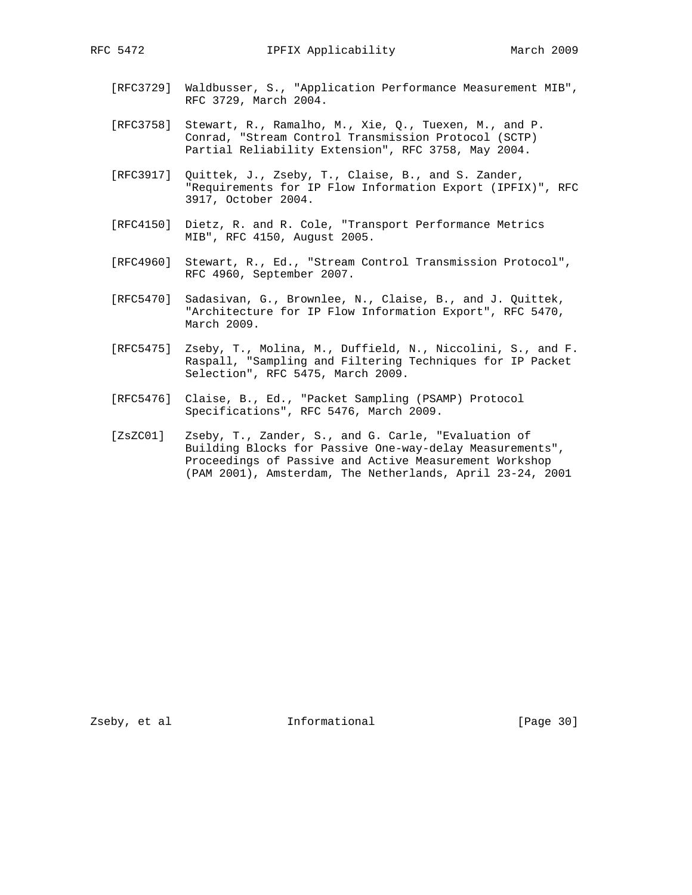[RFC3729] Waldbusser, S., "Application Performance Measurement MIB", RFC 3729, March 2004.

[RFC3758] Stewart, R., Ramalho, M., Xie, Q., Tuexen, M., and P. Conrad, "Stream Control Transmission Protocol (SCTP) Partial Reliability Extension", RFC 3758, May 2004.

[RFC3917] Quittek, J., Zseby, T., Claise, B., and S. Zander, "Requirements for IP Flow Information Export (IPFIX)", RFC 3917, October 2004.

[RFC4150] Dietz, R. and R. Cole, "Transport Performance Metrics MIB", RFC 4150, August 2005.

[RFC4960] Stewart, R., Ed., "Stream Control Transmission Protocol", RFC 4960, September 2007.

[RFC5470] Sadasivan, G., Brownlee, N., Claise, B., and J. Quittek, "Architecture for IP Flow Information Export", RFC 5470, March 2009.

[RFC5475] Zseby, T., Molina, M., Duffield, N., Niccolini, S., and F. Raspall, "Sampling and Filtering Techniques for IP Packet Selection", RFC 5475, March 2009.

[RFC5476] Claise, B., Ed., "Packet Sampling (PSAMP) Protocol Specifications", RFC 5476, March 2009.

[ZsZC01] Zseby, T., Zander, S., and G. Carle, "Evaluation of Building Blocks for Passive One-way-delay Measurements", Proceedings of Passive and Active Measurement Workshop (PAM 2001), Amsterdam, The Netherlands, April 23-24, 2001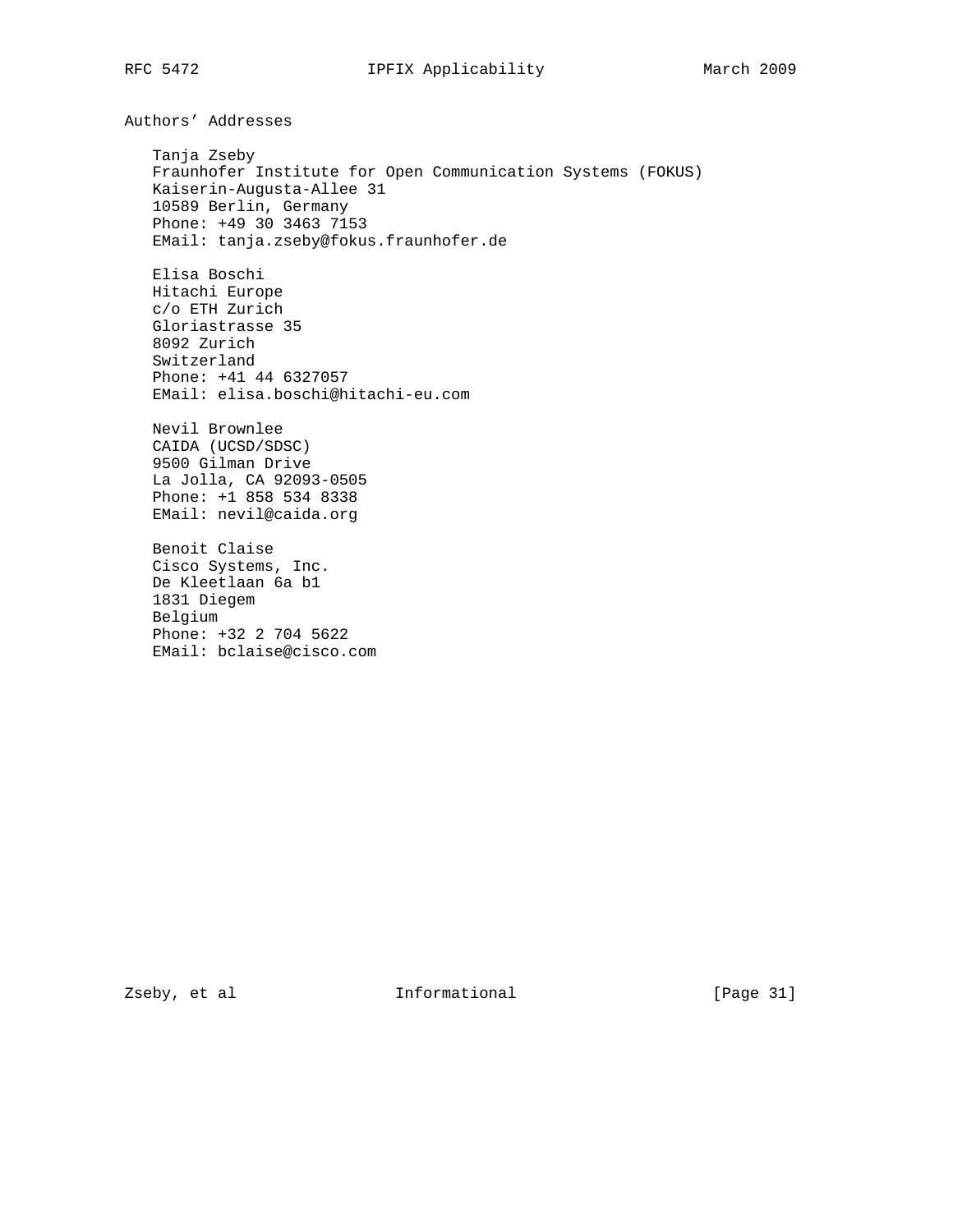## Authors' Addresses

Tanja Zseby
Fraunhofer Institute for Open Communication Systems (FOKUS)
Kaiserin-Augusta-Allee 31
10589 Berlin, Germany
Phone: +49 30 3463 7153
EMail: tanja.zseby@fokus.fraunhofer.de

Elisa Boschi
Hitachi Europe
c/o ETH Zurich
Gloriastrasse 35
8092 Zurich
Switzerland
Phone: +41 44 6327057
EMail: elisa.boschi@hitachi-eu.com

Nevil Brownlee
CAIDA (UCSD/SDSC)
9500 Gilman Drive
La Jolla, CA 92093-0505
Phone: +1 858 534 8338
EMail: nevil@caida.org

Benoit Claise
Cisco Systems, Inc.
De Kleetlaan 6a b1
1831 Diegem
Belgium
Phone: +32 2 704 5622
EMail: bclaise@cisco.com